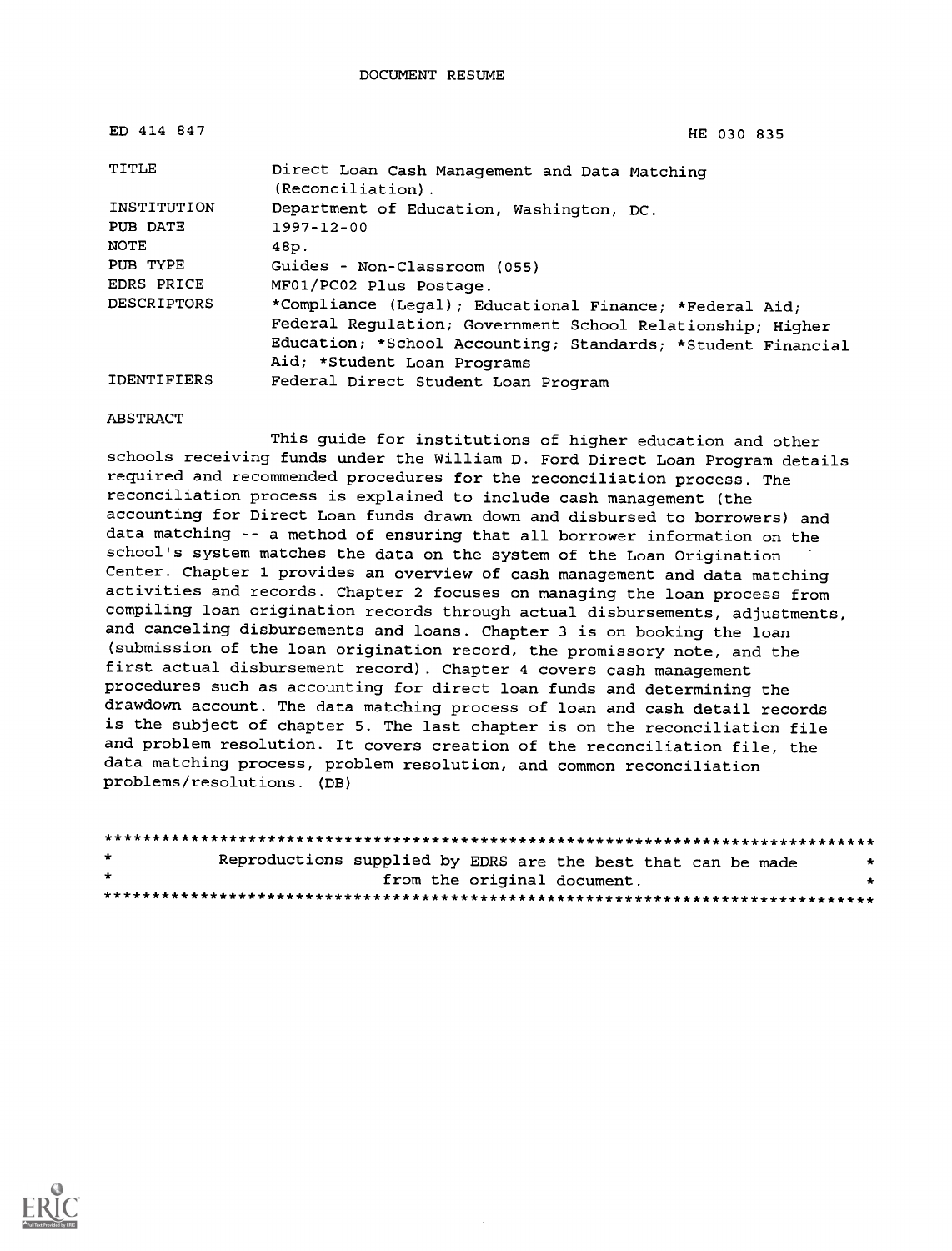DOCUMENT RESUME

| | |
|---|---|
| ED 414 847 | HE 030 835 |
| TITLE | Direct Loan Cash Management and Data Matching (Reconciliation). |
| INSTITUTION | Department of Education, Washington, DC. |
| PUB DATE | 1997-12-00 |
| NOTE | 48p. |
| PUB TYPE | Guides - Non-Classroom (055) |
| EDRS PRICE | MF01/PC02 Plus Postage. |
| DESCRIPTORS | *Compliance (Legal); Educational Finance; *Federal Aid; Federal Regulation; Government School Relationship; Higher Education; *School Accounting; Standards; *Student Financial Aid; *Student Loan Programs |
| IDENTIFIERS | Federal Direct Student Loan Program |

ABSTRACT

This guide for institutions of higher education and other schools receiving funds under the William D. Ford Direct Loan Program details required and recommended procedures for the reconciliation process. The reconciliation process is explained to include cash management (the accounting for Direct Loan funds drawn down and disbursed to borrowers) and data matching -- a method of ensuring that all borrower information on the school's system matches the data on the system of the Loan Origination Center. Chapter 1 provides an overview of cash management and data matching activities and records. Chapter 2 focuses on managing the loan process from compiling loan origination records through actual disbursements, adjustments, and canceling disbursements and loans. Chapter 3 is on booking the loan (submission of the loan origination record, the promissory note, and the first actual disbursement record). Chapter 4 covers cash management procedures such as accounting for direct loan funds and determining the drawdown account. The data matching process of loan and cash detail records is the subject of chapter 5. The last chapter is on the reconciliation file and problem resolution. It covers creation of the reconciliation file, the data matching process, problem resolution, and common reconciliation problems/resolutions. (DB)

********************************************************************************
* Reproductions supplied by EDRS are the best that can be made *
* from the original document. *
********************************************************************************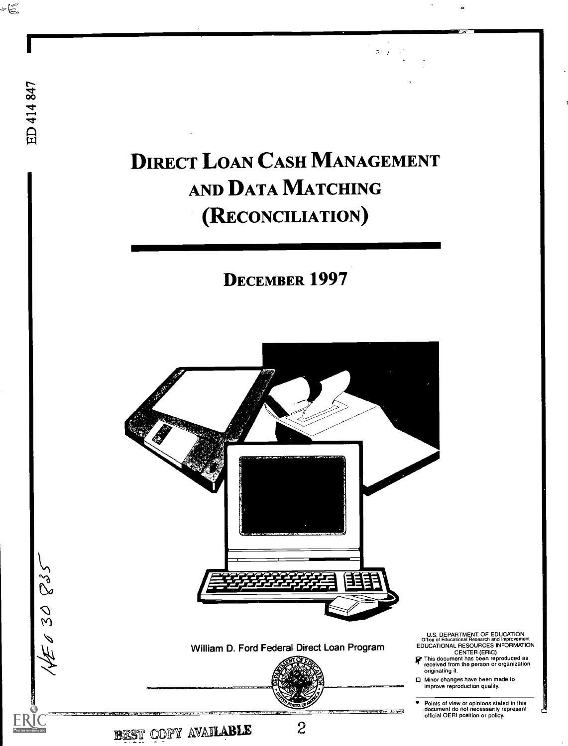ED 414 847

# Direct Loan Cash Management and Data Matching (Reconciliation)

## December 1997

William D. Ford Federal Direct Loan Program

U.S. DEPARTMENT OF EDUCATION
Office of Educational Research and Improvement
EDUCATIONAL RESOURCES INFORMATION CENTER (ERIC)

- This document has been reproduced as received from the person or organization originating it.
- Minor changes have been made to improve reproduction quality.

- Points of view or opinions stated in this document do not necessarily represent official OERI position or policy.

HE 030 835

BEST COPY AVAILABLE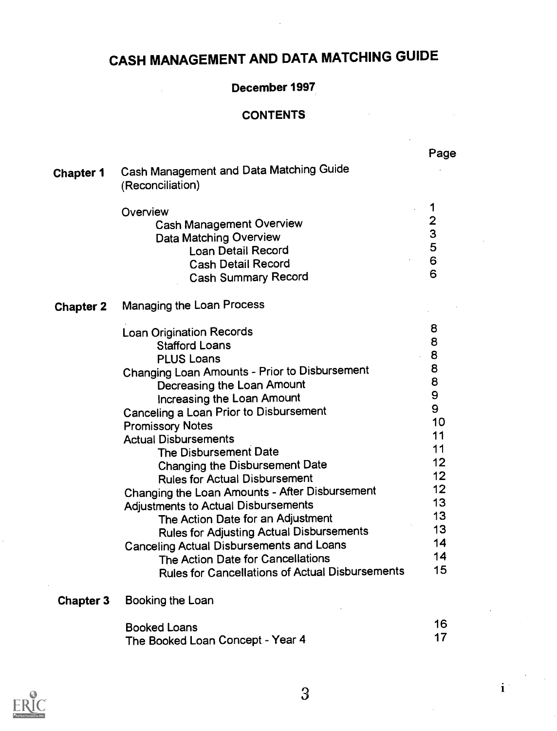# CASH MANAGEMENT AND DATA MATCHING GUIDE

**December 1997**

**CONTENTS**

| | | Page |
|---|---|---|
| **Chapter 1** | Cash Management and Data Matching Guide (Reconciliation) | |
| | Overview | 1 |
| | Cash Management Overview | 2 |
| | Data Matching Overview | 3 |
| | Loan Detail Record | 5 |
| | Cash Detail Record | 6 |
| | Cash Summary Record | 6 |
| **Chapter 2** | Managing the Loan Process | |
| | Loan Origination Records | 8 |
| | Stafford Loans | 8 |
| | PLUS Loans | 8 |
| | Changing Loan Amounts - Prior to Disbursement | 8 |
| | Decreasing the Loan Amount | 8 |
| | Increasing the Loan Amount | 9 |
| | Canceling a Loan Prior to Disbursement | 9 |
| | Promissory Notes | 10 |
| | Actual Disbursements | 11 |
| | The Disbursement Date | 11 |
| | Changing the Disbursement Date | 12 |
| | Rules for Actual Disbursement | 12 |
| | Changing the Loan Amounts - After Disbursement | 12 |
| | Adjustments to Actual Disbursements | 13 |
| | The Action Date for an Adjustment | 13 |
| | Rules for Adjusting Actual Disbursements | 13 |
| | Canceling Actual Disbursements and Loans | 14 |
| | The Action Date for Cancellations | 14 |
| | Rules for Cancellations of Actual Disbursements | 15 |
| **Chapter 3** | Booking the Loan | |
| | Booked Loans | 16 |
| | The Booked Loan Concept - Year 4 | 17 |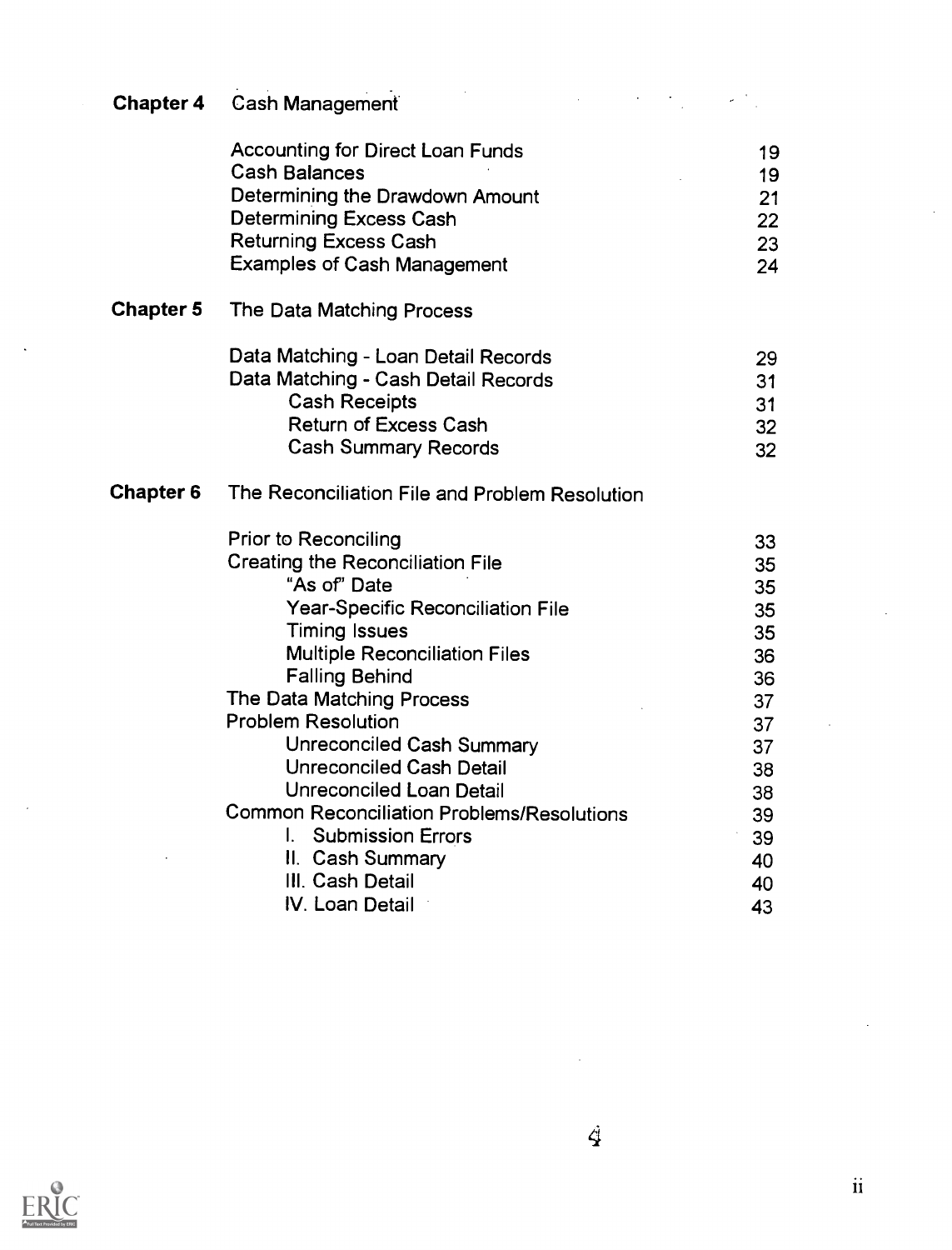| | | |
|---|---|---|
| **Chapter 4** | Cash Management | |
| | Accounting for Direct Loan Funds | 19 |
| | Cash Balances | 19 |
| | Determining the Drawdown Amount | 21 |
| | Determining Excess Cash | 22 |
| | Returning Excess Cash | 23 |
| | Examples of Cash Management | 24 |
| **Chapter 5** | The Data Matching Process | |
| | Data Matching - Loan Detail Records | 29 |
| | Data Matching - Cash Detail Records | 31 |
| | Cash Receipts | 31 |
| | Return of Excess Cash | 32 |
| | Cash Summary Records | 32 |
| **Chapter 6** | The Reconciliation File and Problem Resolution | |
| | Prior to Reconciling | 33 |
| | Creating the Reconciliation File | 35 |
| | "As of" Date | 35 |
| | Year-Specific Reconciliation File | 35 |
| | Timing Issues | 35 |
| | Multiple Reconciliation Files | 36 |
| | Falling Behind | 36 |
| | The Data Matching Process | 37 |
| | Problem Resolution | 37 |
| | Unreconciled Cash Summary | 37 |
| | Unreconciled Cash Detail | 38 |
| | Unreconciled Loan Detail | 38 |
| | Common Reconciliation Problems/Resolutions | 39 |
| | I. Submission Errors | 39 |
| | II. Cash Summary | 40 |
| | III. Cash Detail | 40 |
| | IV. Loan Detail | 43 |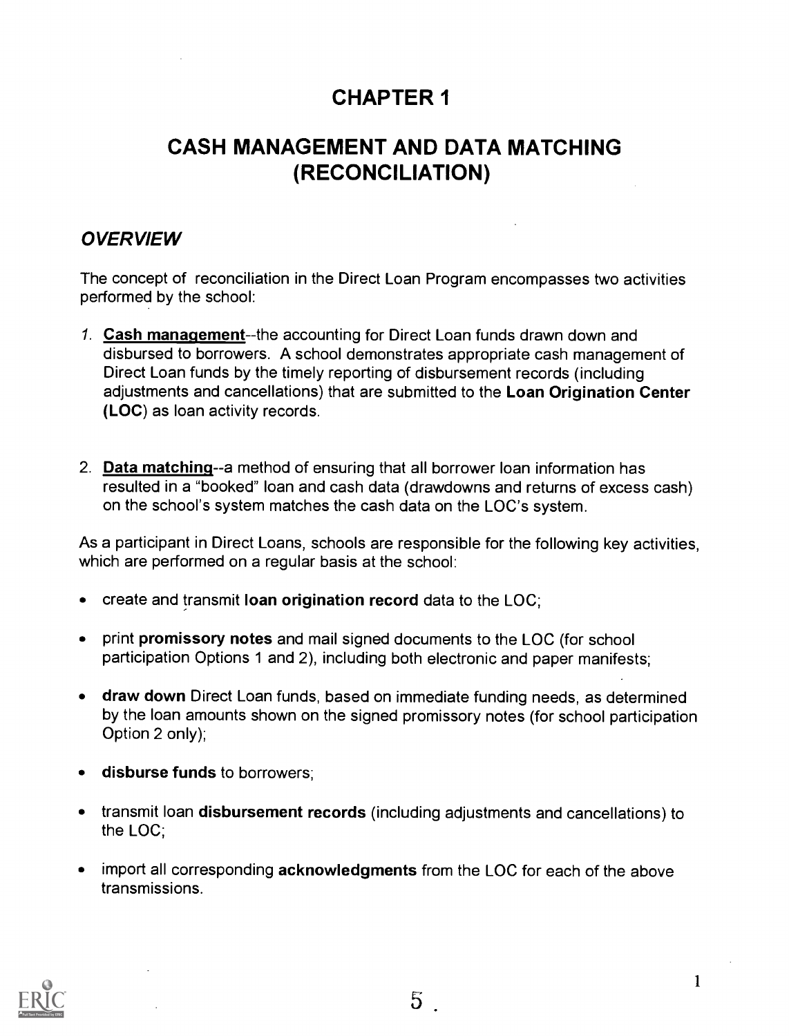# CHAPTER 1

# CASH MANAGEMENT AND DATA MATCHING (RECONCILIATION)

## *OVERVIEW*

The concept of reconciliation in the Direct Loan Program encompasses two activities performed by the school:

1. **Cash management**--the accounting for Direct Loan funds drawn down and disbursed to borrowers. A school demonstrates appropriate cash management of Direct Loan funds by the timely reporting of disbursement records (including adjustments and cancellations) that are submitted to the **Loan Origination Center (LOC)** as loan activity records.

2. **Data matching**--a method of ensuring that all borrower loan information has resulted in a "booked" loan and cash data (drawdowns and returns of excess cash) on the school's system matches the cash data on the LOC's system.

As a participant in Direct Loans, schools are responsible for the following key activities, which are performed on a regular basis at the school:

- create and transmit **loan origination record** data to the LOC;
- print **promissory notes** and mail signed documents to the LOC (for school participation Options 1 and 2), including both electronic and paper manifests;
- **draw down** Direct Loan funds, based on immediate funding needs, as determined by the loan amounts shown on the signed promissory notes (for school participation Option 2 only);
- **disburse funds** to borrowers;
- transmit loan **disbursement records** (including adjustments and cancellations) to the LOC;
- import all corresponding **acknowledgments** from the LOC for each of the above transmissions.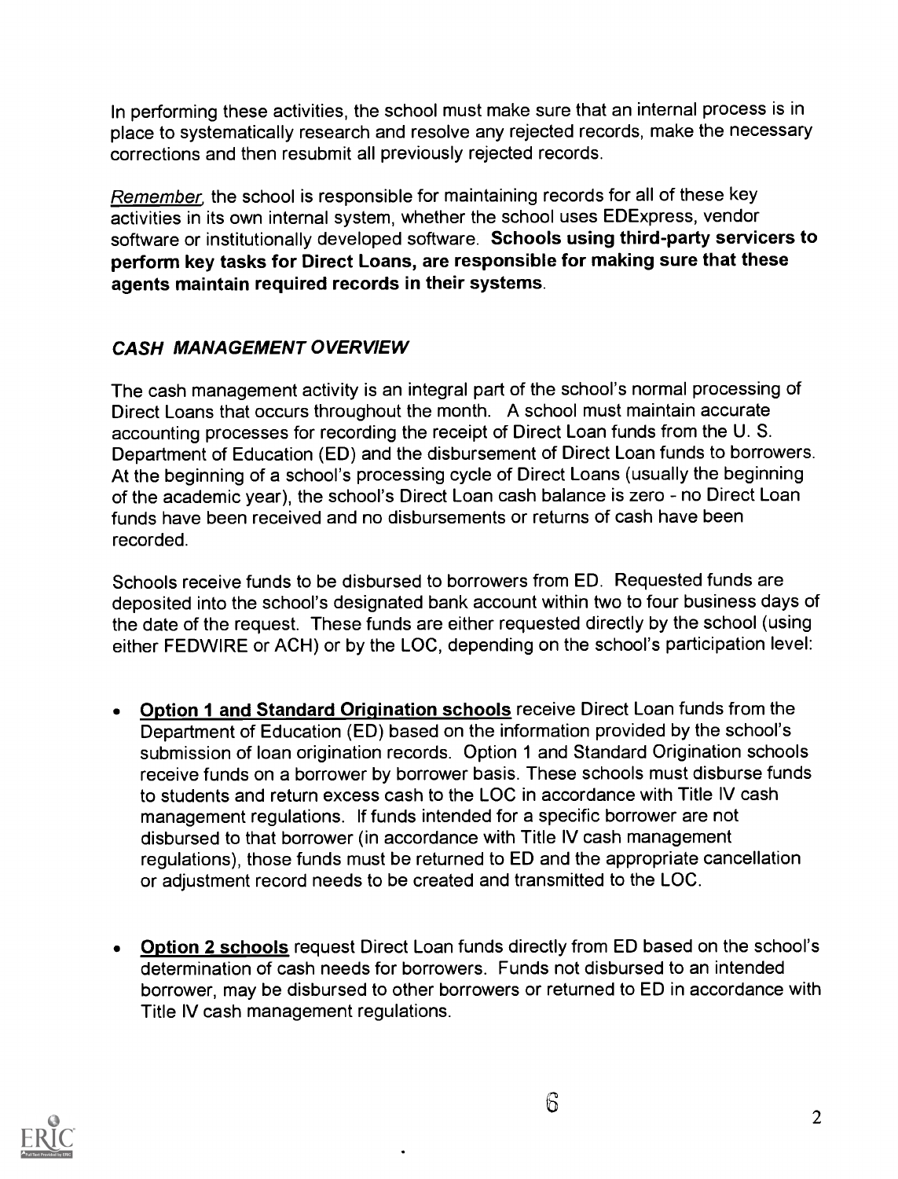In performing these activities, the school must make sure that an internal process is in place to systematically research and resolve any rejected records, make the necessary corrections and then resubmit all previously rejected records.

*Remember*, the school is responsible for maintaining records for all of these key activities in its own internal system, whether the school uses EDExpress, vendor software or institutionally developed software. **Schools using third-party servicers to perform key tasks for Direct Loans, are responsible for making sure that these agents maintain required records in their systems**.

## *CASH MANAGEMENT OVERVIEW*

The cash management activity is an integral part of the school's normal processing of Direct Loans that occurs throughout the month. A school must maintain accurate accounting processes for recording the receipt of Direct Loan funds from the U. S. Department of Education (ED) and the disbursement of Direct Loan funds to borrowers. At the beginning of a school's processing cycle of Direct Loans (usually the beginning of the academic year), the school's Direct Loan cash balance is zero - no Direct Loan funds have been received and no disbursements or returns of cash have been recorded.

Schools receive funds to be disbursed to borrowers from ED. Requested funds are deposited into the school's designated bank account within two to four business days of the date of the request. These funds are either requested directly by the school (using either FEDWIRE or ACH) or by the LOC, depending on the school's participation level:

- **Option 1 and Standard Origination schools** receive Direct Loan funds from the Department of Education (ED) based on the information provided by the school's submission of loan origination records. Option 1 and Standard Origination schools receive funds on a borrower by borrower basis. These schools must disburse funds to students and return excess cash to the LOC in accordance with Title IV cash management regulations. If funds intended for a specific borrower are not disbursed to that borrower (in accordance with Title IV cash management regulations), those funds must be returned to ED and the appropriate cancellation or adjustment record needs to be created and transmitted to the LOC.

- **Option 2 schools** request Direct Loan funds directly from ED based on the school's determination of cash needs for borrowers. Funds not disbursed to an intended borrower, may be disbursed to other borrowers or returned to ED in accordance with Title IV cash management regulations.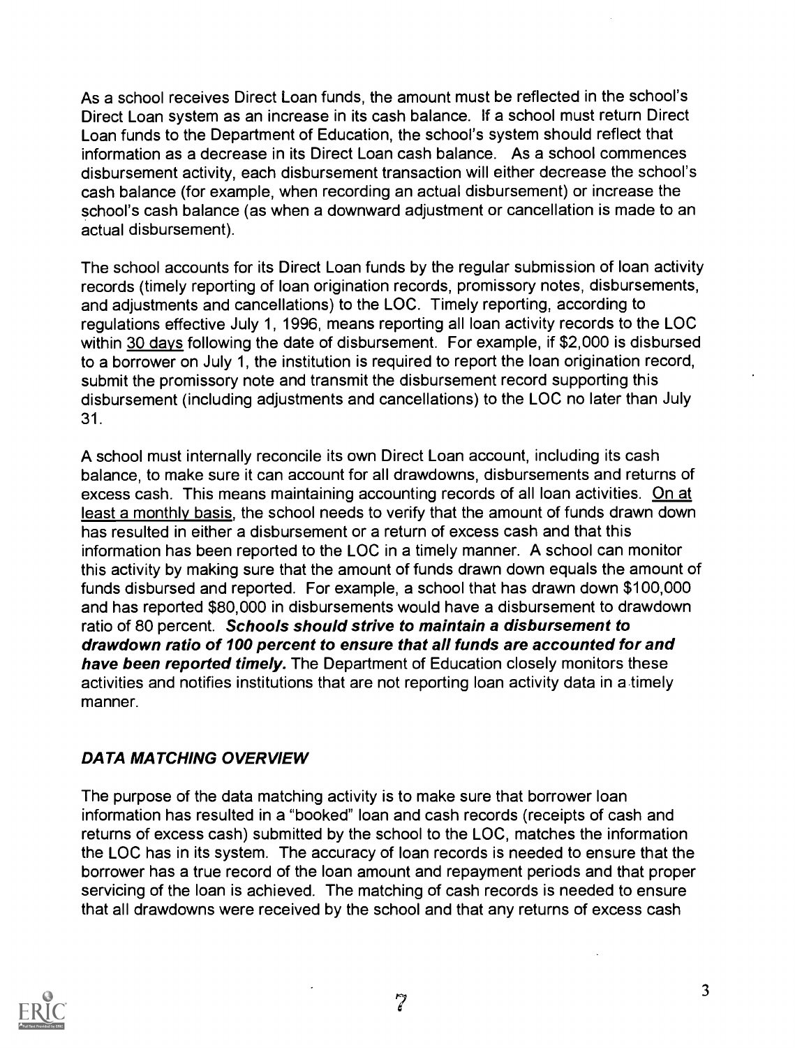As a school receives Direct Loan funds, the amount must be reflected in the school's Direct Loan system as an increase in its cash balance. If a school must return Direct Loan funds to the Department of Education, the school's system should reflect that information as a decrease in its Direct Loan cash balance. As a school commences disbursement activity, each disbursement transaction will either decrease the school's cash balance (for example, when recording an actual disbursement) or increase the school's cash balance (as when a downward adjustment or cancellation is made to an actual disbursement).

The school accounts for its Direct Loan funds by the regular submission of loan activity records (timely reporting of loan origination records, promissory notes, disbursements, and adjustments and cancellations) to the LOC. Timely reporting, according to regulations effective July 1, 1996, means reporting all loan activity records to the LOC within <u>30 days</u> following the date of disbursement. For example, if $2,000 is disbursed to a borrower on July 1, the institution is required to report the loan origination record, submit the promissory note and transmit the disbursement record supporting this disbursement (including adjustments and cancellations) to the LOC no later than July 31.

A school must internally reconcile its own Direct Loan account, including its cash balance, to make sure it can account for all drawdowns, disbursements and returns of excess cash. This means maintaining accounting records of all loan activities. <u>On at least a monthly basis</u>, the school needs to verify that the amount of funds drawn down has resulted in either a disbursement or a return of excess cash and that this information has been reported to the LOC in a timely manner. A school can monitor this activity by making sure that the amount of funds drawn down equals the amount of funds disbursed and reported. For example, a school that has drawn down $100,000 and has reported $80,000 in disbursements would have a disbursement to drawdown ratio of 80 percent. ***Schools should strive to maintain a disbursement to drawdown ratio of 100 percent to ensure that all funds are accounted for and have been reported timely.*** The Department of Education closely monitors these activities and notifies institutions that are not reporting loan activity data in a timely manner.

### *DATA MATCHING OVERVIEW*

The purpose of the data matching activity is to make sure that borrower loan information has resulted in a "booked" loan and cash records (receipts of cash and returns of excess cash) submitted by the school to the LOC, matches the information the LOC has in its system. The accuracy of loan records is needed to ensure that the borrower has a true record of the loan amount and repayment periods and that proper servicing of the loan is achieved. The matching of cash records is needed to ensure that all drawdowns were received by the school and that any returns of excess cash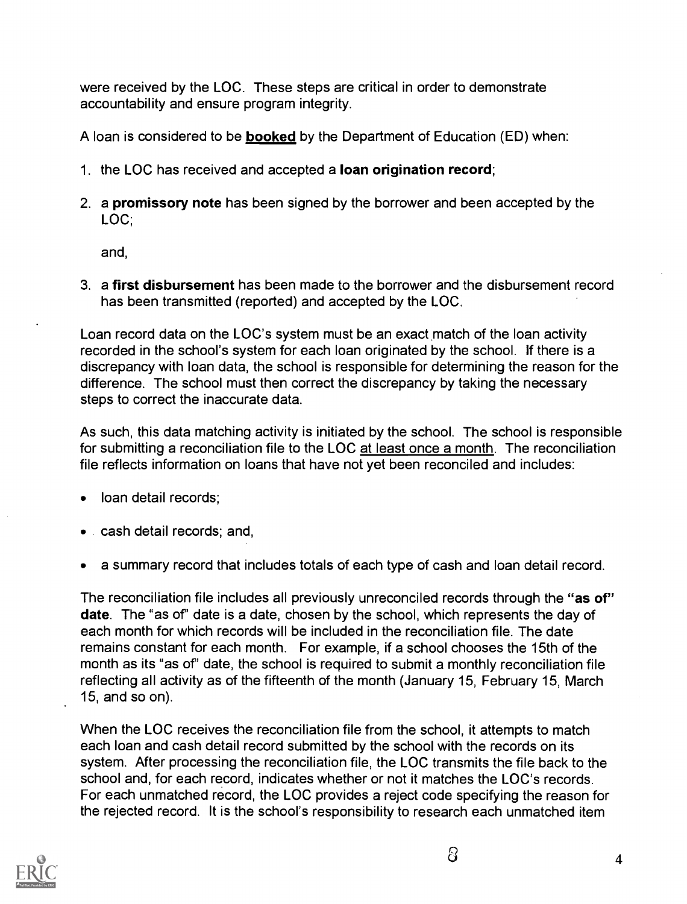were received by the LOC. These steps are critical in order to demonstrate accountability and ensure program integrity.

A loan is considered to be **booked** by the Department of Education (ED) when:

1. the LOC has received and accepted a **loan origination record**;
2. a **promissory note** has been signed by the borrower and been accepted by the LOC;

   and,

3. a **first disbursement** has been made to the borrower and the disbursement record has been transmitted (reported) and accepted by the LOC.

Loan record data on the LOC's system must be an exact match of the loan activity recorded in the school's system for each loan originated by the school. If there is a discrepancy with loan data, the school is responsible for determining the reason for the difference. The school must then correct the discrepancy by taking the necessary steps to correct the inaccurate data.

As such, this data matching activity is initiated by the school. The school is responsible for submitting a reconciliation file to the LOC at least once a month. The reconciliation file reflects information on loans that have not yet been reconciled and includes:

- loan detail records;
- cash detail records; and,
- a summary record that includes totals of each type of cash and loan detail record.

The reconciliation file includes all previously unreconciled records through the **"as of" date**. The "as of" date is a date, chosen by the school, which represents the day of each month for which records will be included in the reconciliation file. The date remains constant for each month. For example, if a school chooses the 15th of the month as its "as of" date, the school is required to submit a monthly reconciliation file reflecting all activity as of the fifteenth of the month (January 15, February 15, March 15, and so on).

When the LOC receives the reconciliation file from the school, it attempts to match each loan and cash detail record submitted by the school with the records on its system. After processing the reconciliation file, the LOC transmits the file back to the school and, for each record, indicates whether or not it matches the LOC's records. For each unmatched record, the LOC provides a reject code specifying the reason for the rejected record. It is the school's responsibility to research each unmatched item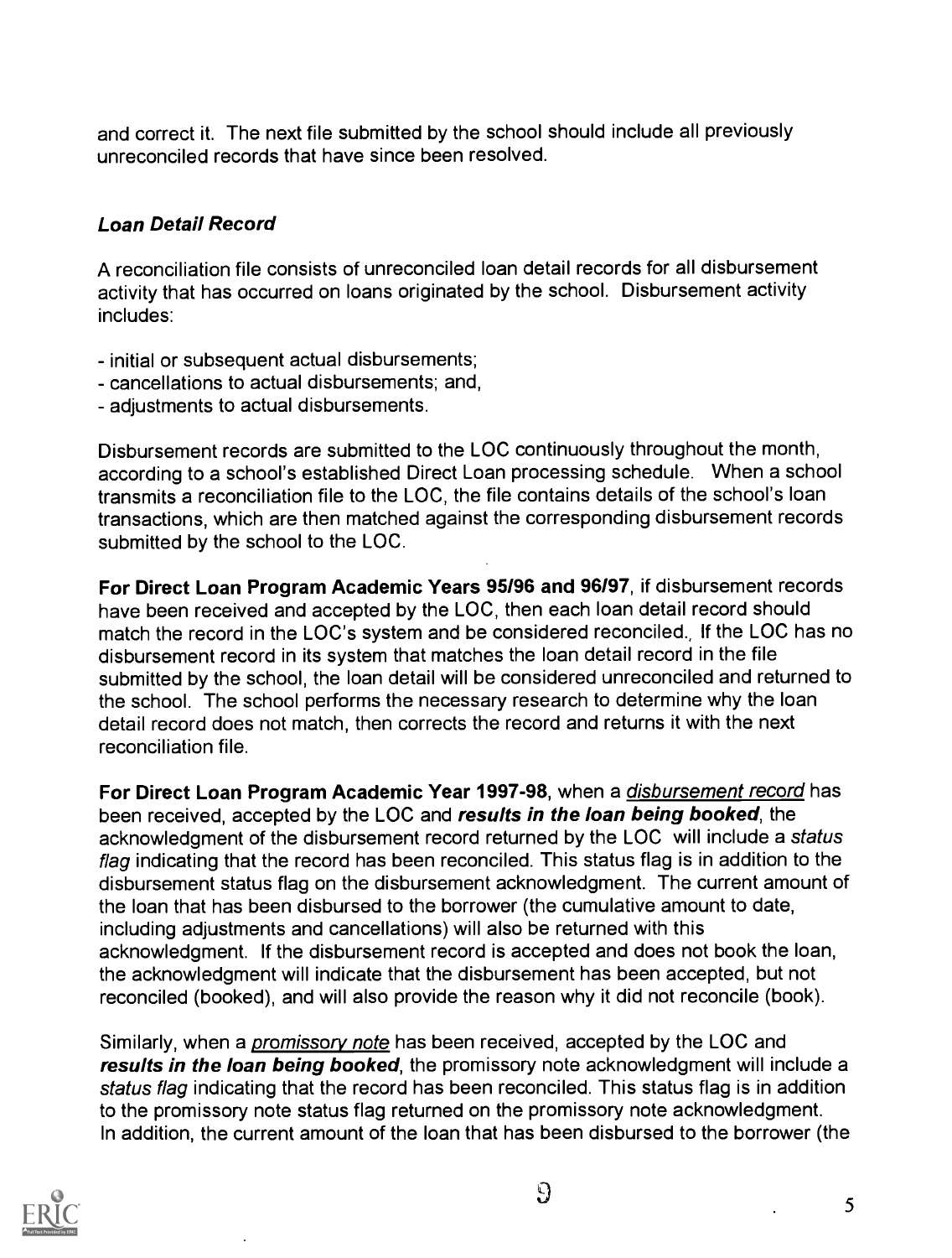and correct it. The next file submitted by the school should include all previously unreconciled records that have since been resolved.

### *Loan Detail Record*

A reconciliation file consists of unreconciled loan detail records for all disbursement activity that has occurred on loans originated by the school. Disbursement activity includes:

- initial or subsequent actual disbursements;
- cancellations to actual disbursements; and,
- adjustments to actual disbursements.

Disbursement records are submitted to the LOC continuously throughout the month, according to a school's established Direct Loan processing schedule. When a school transmits a reconciliation file to the LOC, the file contains details of the school's loan transactions, which are then matched against the corresponding disbursement records submitted by the school to the LOC.

**For Direct Loan Program Academic Years 95/96 and 96/97**, if disbursement records have been received and accepted by the LOC, then each loan detail record should match the record in the LOC's system and be considered reconciled. If the LOC has no disbursement record in its system that matches the loan detail record in the file submitted by the school, the loan detail will be considered unreconciled and returned to the school. The school performs the necessary research to determine why the loan detail record does not match, then corrects the record and returns it with the next reconciliation file.

**For Direct Loan Program Academic Year 1997-98**, when a disbursement record has been received, accepted by the LOC and ***results in the loan being booked***, the acknowledgment of the disbursement record returned by the LOC will include a *status flag* indicating that the record has been reconciled. This status flag is in addition to the disbursement status flag on the disbursement acknowledgment. The current amount of the loan that has been disbursed to the borrower (the cumulative amount to date, including adjustments and cancellations) will also be returned with this acknowledgment. If the disbursement record is accepted and does not book the loan, the acknowledgment will indicate that the disbursement has been accepted, but not reconciled (booked), and will also provide the reason why it did not reconcile (book).

Similarly, when a promissory note has been received, accepted by the LOC and ***results in the loan being booked***, the promissory note acknowledgment will include a *status flag* indicating that the record has been reconciled. This status flag is in addition to the promissory note status flag returned on the promissory note acknowledgment. In addition, the current amount of the loan that has been disbursed to the borrower (the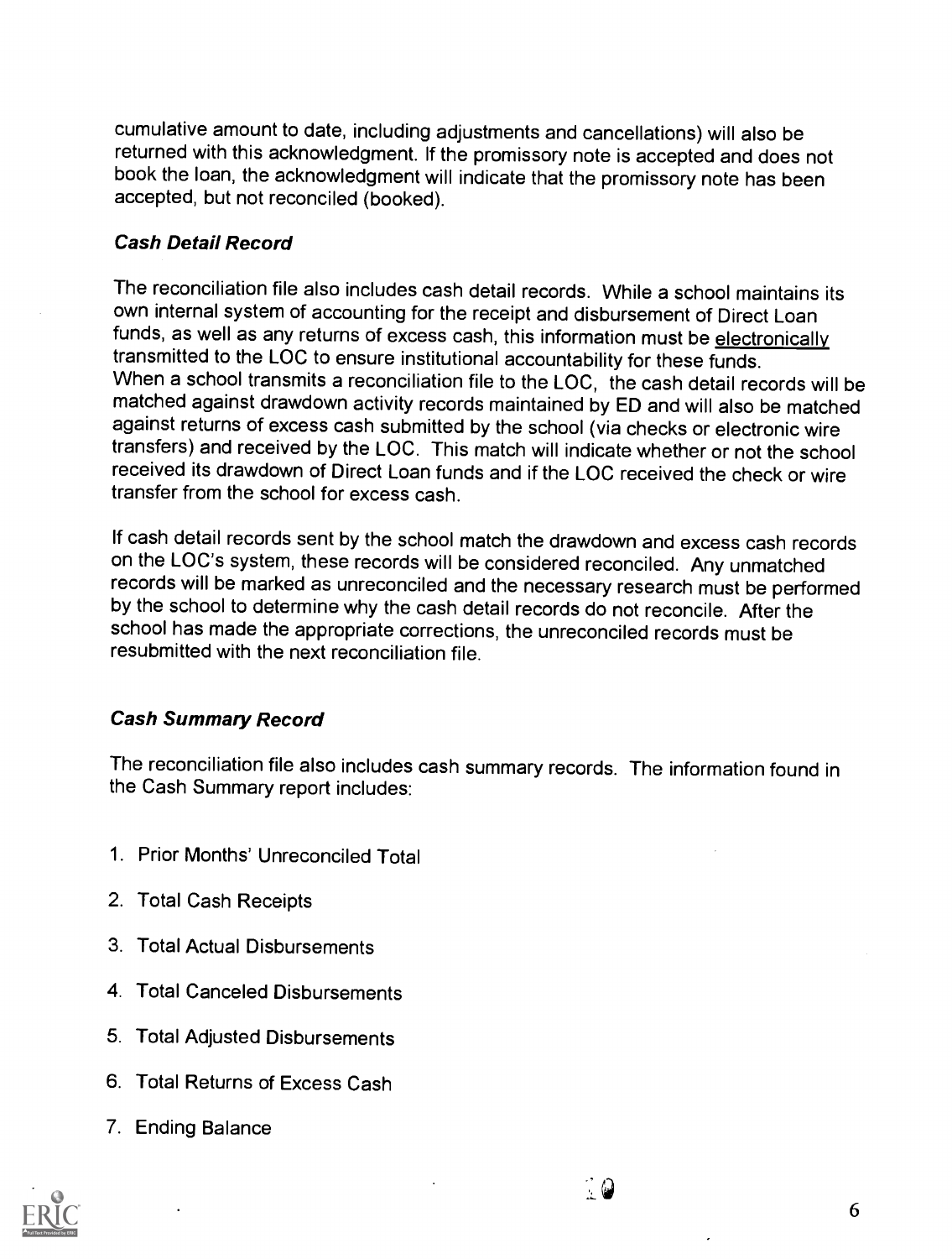cumulative amount to date, including adjustments and cancellations) will also be returned with this acknowledgment. If the promissory note is accepted and does not book the loan, the acknowledgment will indicate that the promissory note has been accepted, but not reconciled (booked).

### *Cash Detail Record*

The reconciliation file also includes cash detail records. While a school maintains its own internal system of accounting for the receipt and disbursement of Direct Loan funds, as well as any returns of excess cash, this information must be electronically transmitted to the LOC to ensure institutional accountability for these funds. When a school transmits a reconciliation file to the LOC, the cash detail records will be matched against drawdown activity records maintained by ED and will also be matched against returns of excess cash submitted by the school (via checks or electronic wire transfers) and received by the LOC. This match will indicate whether or not the school received its drawdown of Direct Loan funds and if the LOC received the check or wire transfer from the school for excess cash.

If cash detail records sent by the school match the drawdown and excess cash records on the LOC's system, these records will be considered reconciled. Any unmatched records will be marked as unreconciled and the necessary research must be performed by the school to determine why the cash detail records do not reconcile. After the school has made the appropriate corrections, the unreconciled records must be resubmitted with the next reconciliation file.

### *Cash Summary Record*

The reconciliation file also includes cash summary records. The information found in the Cash Summary report includes:

1. Prior Months' Unreconciled Total
2. Total Cash Receipts
3. Total Actual Disbursements
4. Total Canceled Disbursements
5. Total Adjusted Disbursements
6. Total Returns of Excess Cash
7. Ending Balance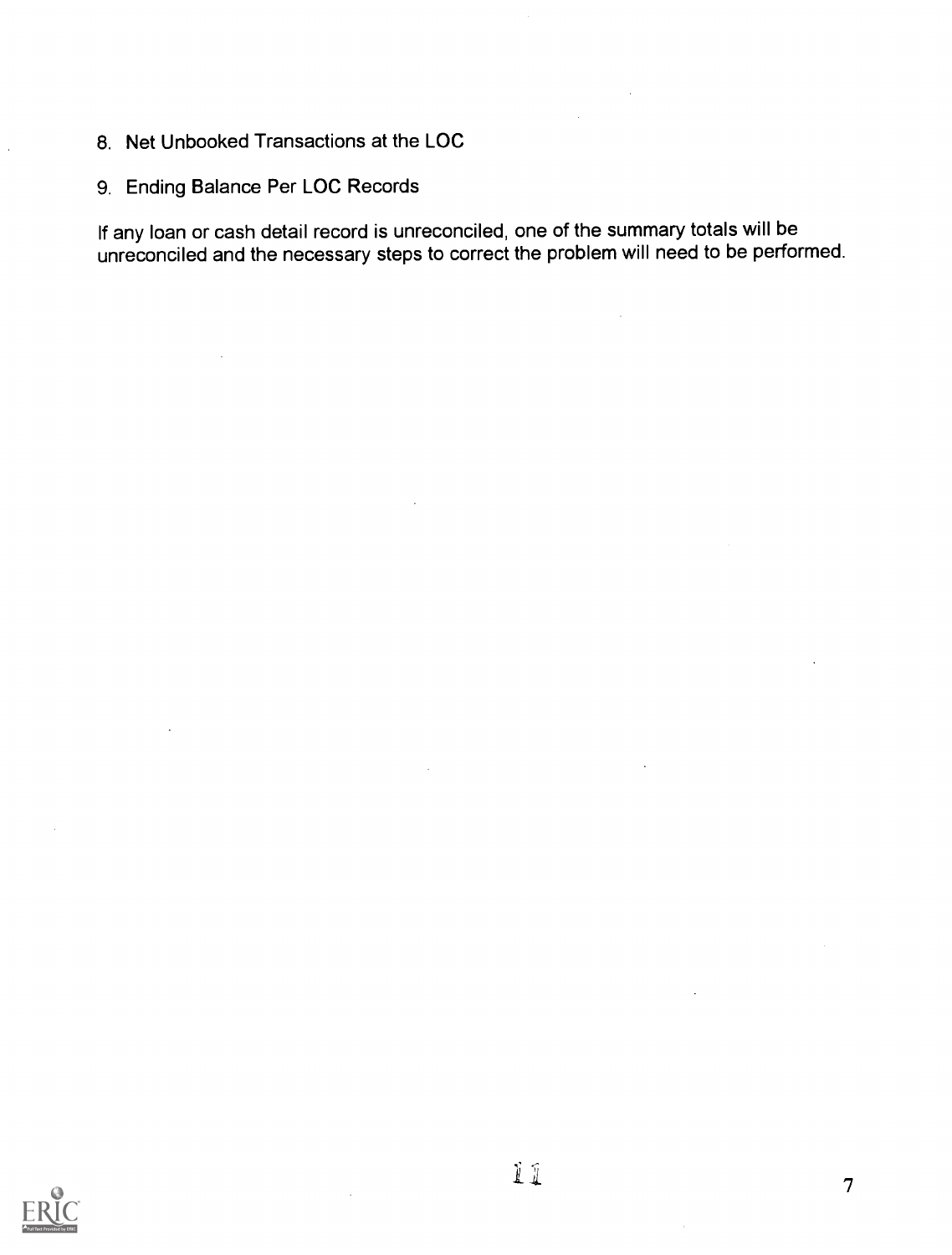8. Net Unbooked Transactions at the LOC

9. Ending Balance Per LOC Records

If any loan or cash detail record is unreconciled, one of the summary totals will be unreconciled and the necessary steps to correct the problem will need to be performed.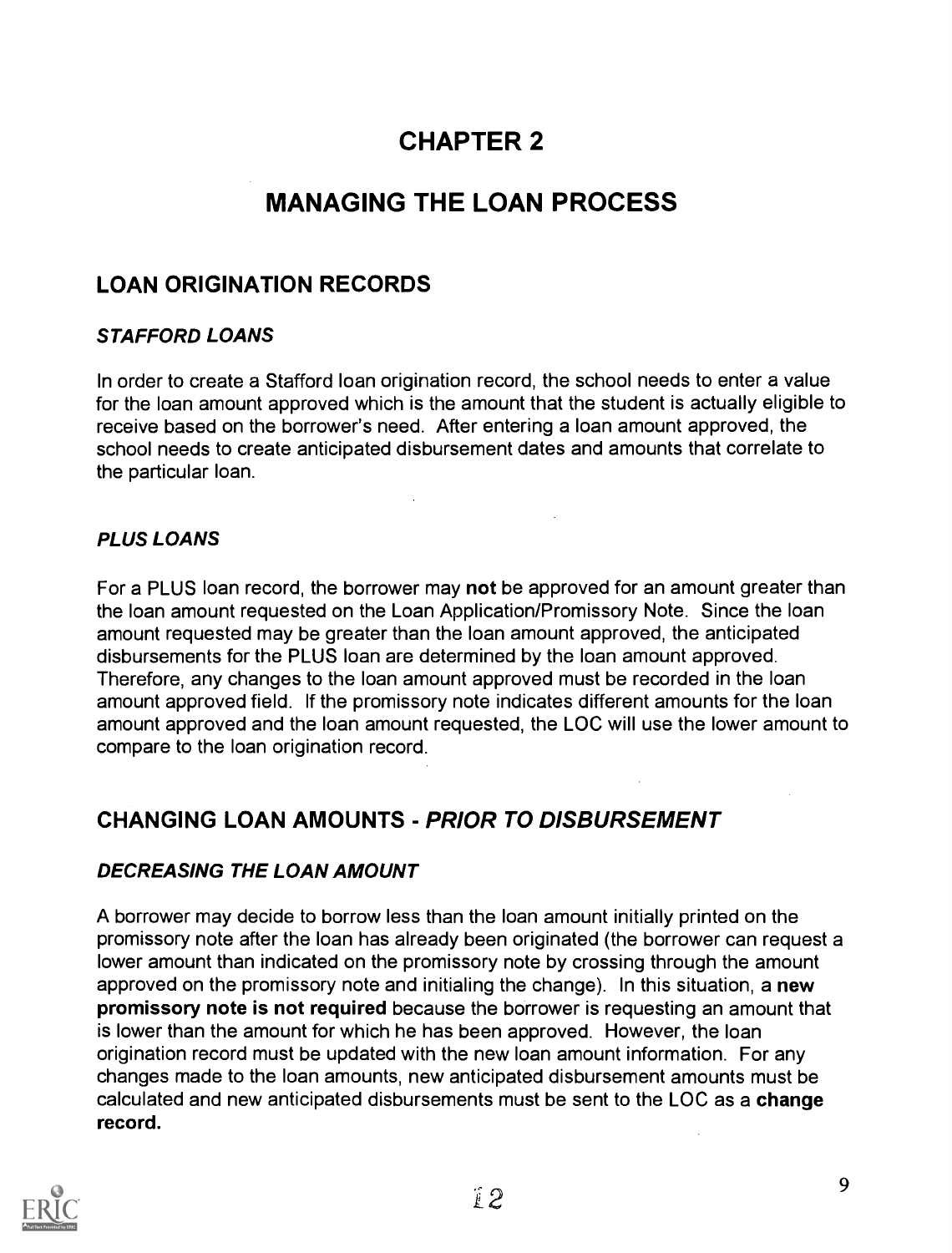# CHAPTER 2

# MANAGING THE LOAN PROCESS

## LOAN ORIGINATION RECORDS

### *STAFFORD LOANS*

In order to create a Stafford loan origination record, the school needs to enter a value for the loan amount approved which is the amount that the student is actually eligible to receive based on the borrower's need. After entering a loan amount approved, the school needs to create anticipated disbursement dates and amounts that correlate to the particular loan.

### *PLUS LOANS*

For a PLUS loan record, the borrower may **not** be approved for an amount greater than the loan amount requested on the Loan Application/Promissory Note. Since the loan amount requested may be greater than the loan amount approved, the anticipated disbursements for the PLUS loan are determined by the loan amount approved. Therefore, any changes to the loan amount approved must be recorded in the loan amount approved field. If the promissory note indicates different amounts for the loan amount approved and the loan amount requested, the LOC will use the lower amount to compare to the loan origination record.

## CHANGING LOAN AMOUNTS - *PRIOR TO DISBURSEMENT*

### *DECREASING THE LOAN AMOUNT*

A borrower may decide to borrow less than the loan amount initially printed on the promissory note after the loan has already been originated (the borrower can request a lower amount than indicated on the promissory note by crossing through the amount approved on the promissory note and initialing the change). In this situation, a **new promissory note is not required** because the borrower is requesting an amount that is lower than the amount for which he has been approved. However, the loan origination record must be updated with the new loan amount information. For any changes made to the loan amounts, new anticipated disbursement amounts must be calculated and new anticipated disbursements must be sent to the LOC as a **change record.**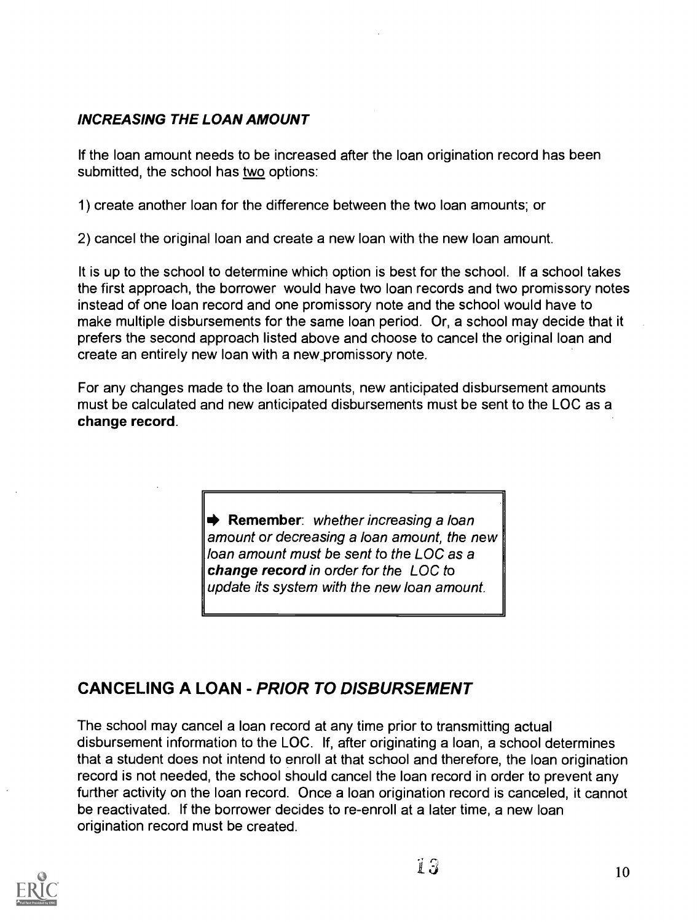### ***INCREASING THE LOAN AMOUNT***

If the loan amount needs to be increased after the loan origination record has been submitted, the school has two options:

1) create another loan for the difference between the two loan amounts; or

2) cancel the original loan and create a new loan with the new loan amount.

It is up to the school to determine which option is best for the school. If a school takes the first approach, the borrower would have two loan records and two promissory notes instead of one loan record and one promissory note and the school would have to make multiple disbursements for the same loan period. Or, a school may decide that it prefers the second approach listed above and choose to cancel the original loan and create an entirely new loan with a new promissory note.

For any changes made to the loan amounts, new anticipated disbursement amounts must be calculated and new anticipated disbursements must be sent to the LOC as a **change record**.

> ➡ **Remember**: *whether increasing a loan amount or decreasing a loan amount, the new loan amount must be sent to the LOC as a* ***change record*** *in order for the LOC to update its system with the new loan amount.*

## CANCELING A LOAN - *PRIOR TO DISBURSEMENT*

The school may cancel a loan record at any time prior to transmitting actual disbursement information to the LOC. If, after originating a loan, a school determines that a student does not intend to enroll at that school and therefore, the loan origination record is not needed, the school should cancel the loan record in order to prevent any further activity on the loan record. Once a loan origination record is canceled, it cannot be reactivated. If the borrower decides to re-enroll at a later time, a new loan origination record must be created.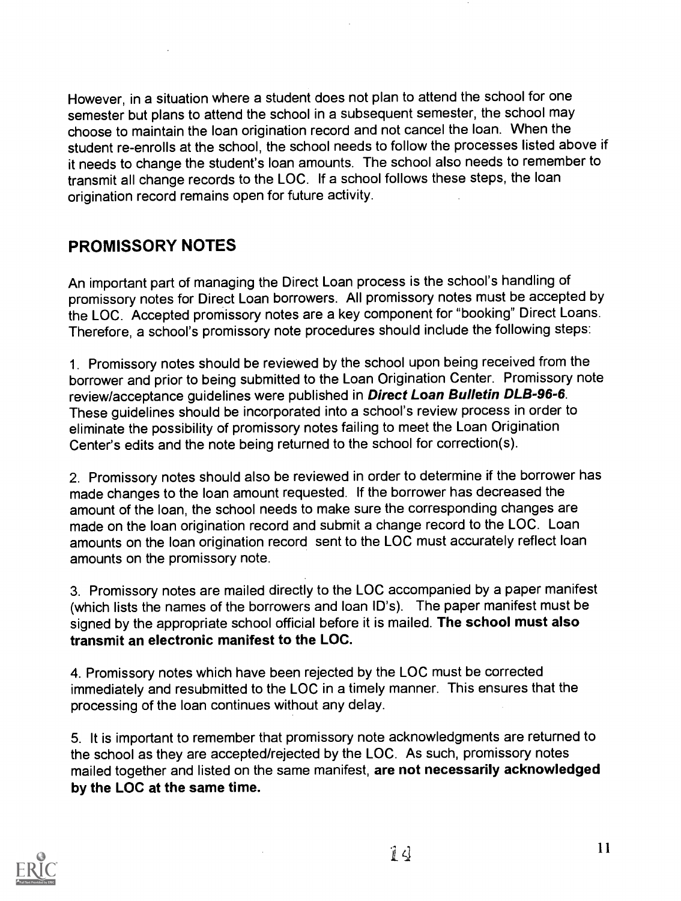However, in a situation where a student does not plan to attend the school for one semester but plans to attend the school in a subsequent semester, the school may choose to maintain the loan origination record and not cancel the loan. When the student re-enrolls at the school, the school needs to follow the processes listed above if it needs to change the student's loan amounts. The school also needs to remember to transmit all change records to the LOC. If a school follows these steps, the loan origination record remains open for future activity.

## PROMISSORY NOTES

An important part of managing the Direct Loan process is the school's handling of promissory notes for Direct Loan borrowers. All promissory notes must be accepted by the LOC. Accepted promissory notes are a key component for "booking" Direct Loans. Therefore, a school's promissory note procedures should include the following steps:

1. Promissory notes should be reviewed by the school upon being received from the borrower and prior to being submitted to the Loan Origination Center. Promissory note review/acceptance guidelines were published in ***Direct Loan Bulletin DLB-96-6***. These guidelines should be incorporated into a school's review process in order to eliminate the possibility of promissory notes failing to meet the Loan Origination Center's edits and the note being returned to the school for correction(s).

2. Promissory notes should also be reviewed in order to determine if the borrower has made changes to the loan amount requested. If the borrower has decreased the amount of the loan, the school needs to make sure the corresponding changes are made on the loan origination record and submit a change record to the LOC. Loan amounts on the loan origination record sent to the LOC must accurately reflect loan amounts on the promissory note.

3. Promissory notes are mailed directly to the LOC accompanied by a paper manifest (which lists the names of the borrowers and loan ID's). The paper manifest must be signed by the appropriate school official before it is mailed. **The school must also transmit an electronic manifest to the LOC.**

4. Promissory notes which have been rejected by the LOC must be corrected immediately and resubmitted to the LOC in a timely manner. This ensures that the processing of the loan continues without any delay.

5. It is important to remember that promissory note acknowledgments are returned to the school as they are accepted/rejected by the LOC. As such, promissory notes mailed together and listed on the same manifest, **are not necessarily acknowledged by the LOC at the same time.**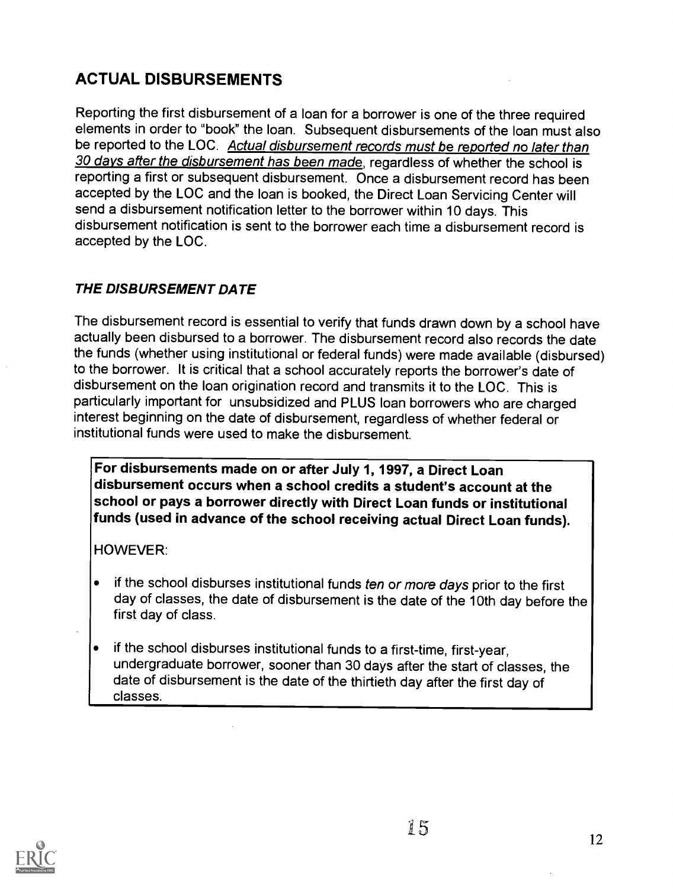## ACTUAL DISBURSEMENTS

Reporting the first disbursement of a loan for a borrower is one of the three required elements in order to "book" the loan. Subsequent disbursements of the loan must also be reported to the LOC. _Actual disbursement records must be reported no later than 30 days after the disbursement has been made_, regardless of whether the school is reporting a first or subsequent disbursement. Once a disbursement record has been accepted by the LOC and the loan is booked, the Direct Loan Servicing Center will send a disbursement notification letter to the borrower within 10 days. This disbursement notification is sent to the borrower each time a disbursement record is accepted by the LOC.

### *THE DISBURSEMENT DATE*

The disbursement record is essential to verify that funds drawn down by a school have actually been disbursed to a borrower. The disbursement record also records the date the funds (whether using institutional or federal funds) were made available (disbursed) to the borrower. It is critical that a school accurately reports the borrower's date of disbursement on the loan origination record and transmits it to the LOC. This is particularly important for unsubsidized and PLUS loan borrowers who are charged interest beginning on the date of disbursement, regardless of whether federal or institutional funds were used to make the disbursement.

**For disbursements made on or after July 1, 1997, a Direct Loan disbursement occurs when a school credits a student's account at the school or pays a borrower directly with Direct Loan funds or institutional funds (used in advance of the school receiving actual Direct Loan funds).**

HOWEVER:

- if the school disburses institutional funds *ten or more days* prior to the first day of classes, the date of disbursement is the date of the 10th day before the first day of class.
- if the school disburses institutional funds to a first-time, first-year, undergraduate borrower, sooner than 30 days after the start of classes, the date of disbursement is the date of the thirtieth day after the first day of classes.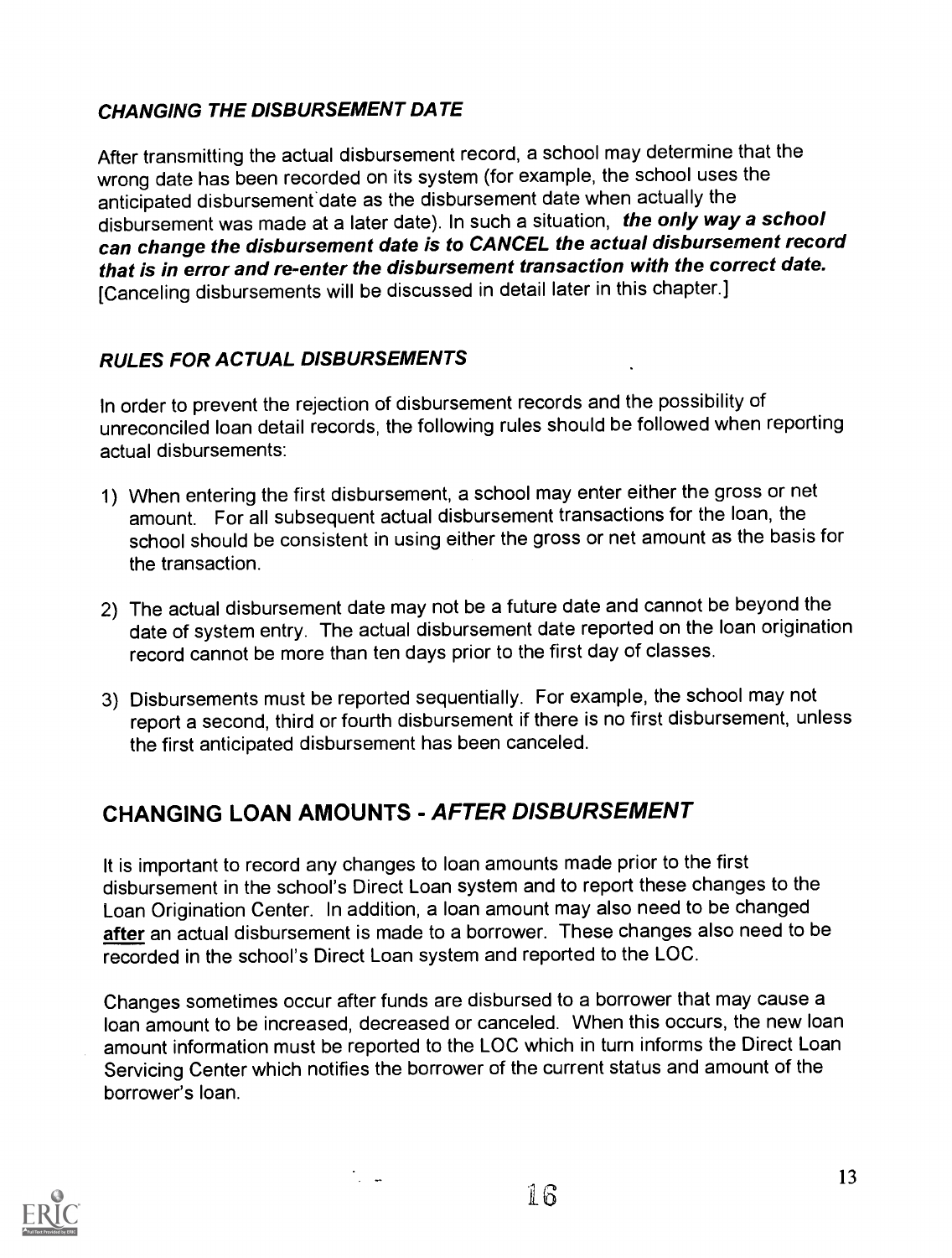### *CHANGING THE DISBURSEMENT DATE*

After transmitting the actual disbursement record, a school may determine that the wrong date has been recorded on its system (for example, the school uses the anticipated disbursement date as the disbursement date when actually the disbursement was made at a later date). In such a situation, ***the only way a school can change the disbursement date is to CANCEL the actual disbursement record that is in error and re-enter the disbursement transaction with the correct date.*** [Canceling disbursements will be discussed in detail later in this chapter.]

### *RULES FOR ACTUAL DISBURSEMENTS*

In order to prevent the rejection of disbursement records and the possibility of unreconciled loan detail records, the following rules should be followed when reporting actual disbursements:

1) When entering the first disbursement, a school may enter either the gross or net amount. For all subsequent actual disbursement transactions for the loan, the school should be consistent in using either the gross or net amount as the basis for the transaction.

2) The actual disbursement date may not be a future date and cannot be beyond the date of system entry. The actual disbursement date reported on the loan origination record cannot be more than ten days prior to the first day of classes.

3) Disbursements must be reported sequentially. For example, the school may not report a second, third or fourth disbursement if there is no first disbursement, unless the first anticipated disbursement has been canceled.

## CHANGING LOAN AMOUNTS - *AFTER DISBURSEMENT*

It is important to record any changes to loan amounts made prior to the first disbursement in the school's Direct Loan system and to report these changes to the Loan Origination Center. In addition, a loan amount may also need to be changed <u>after</u> an actual disbursement is made to a borrower. These changes also need to be recorded in the school's Direct Loan system and reported to the LOC.

Changes sometimes occur after funds are disbursed to a borrower that may cause a loan amount to be increased, decreased or canceled. When this occurs, the new loan amount information must be reported to the LOC which in turn informs the Direct Loan Servicing Center which notifies the borrower of the current status and amount of the borrower's loan.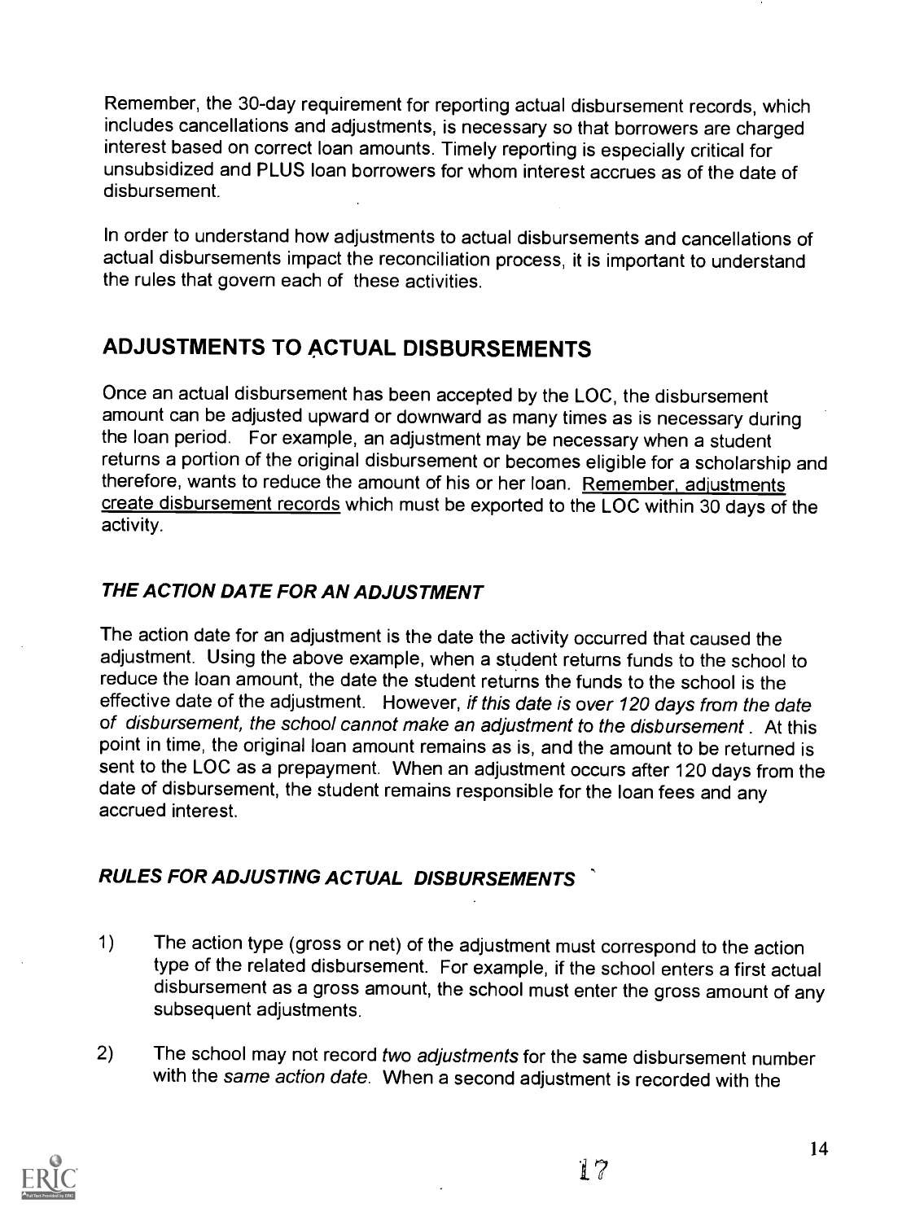Remember, the 30-day requirement for reporting actual disbursement records, which includes cancellations and adjustments, is necessary so that borrowers are charged interest based on correct loan amounts. Timely reporting is especially critical for unsubsidized and PLUS loan borrowers for whom interest accrues as of the date of disbursement.

In order to understand how adjustments to actual disbursements and cancellations of actual disbursements impact the reconciliation process, it is important to understand the rules that govern each of these activities.

## ADJUSTMENTS TO ACTUAL DISBURSEMENTS

Once an actual disbursement has been accepted by the LOC, the disbursement amount can be adjusted upward or downward as many times as is necessary during the loan period. For example, an adjustment may be necessary when a student returns a portion of the original disbursement or becomes eligible for a scholarship and therefore, wants to reduce the amount of his or her loan. <u>Remember, adjustments create disbursement records</u> which must be exported to the LOC within 30 days of the activity.

### *THE ACTION DATE FOR AN ADJUSTMENT*

The action date for an adjustment is the date the activity occurred that caused the adjustment. Using the above example, when a student returns funds to the school to reduce the loan amount, the date the student returns the funds to the school is the effective date of the adjustment. However, *if this date is over 120 days from the date of disbursement, the school cannot make an adjustment to the disbursement*. At this point in time, the original loan amount remains as is, and the amount to be returned is sent to the LOC as a prepayment. When an adjustment occurs after 120 days from the date of disbursement, the student remains responsible for the loan fees and any accrued interest.

### *RULES FOR ADJUSTING ACTUAL DISBURSEMENTS*

1) The action type (gross or net) of the adjustment must correspond to the action type of the related disbursement. For example, if the school enters a first actual disbursement as a gross amount, the school must enter the gross amount of any subsequent adjustments.

2) The school may not record *two adjustments* for the same disbursement number with the *same action date*. When a second adjustment is recorded with the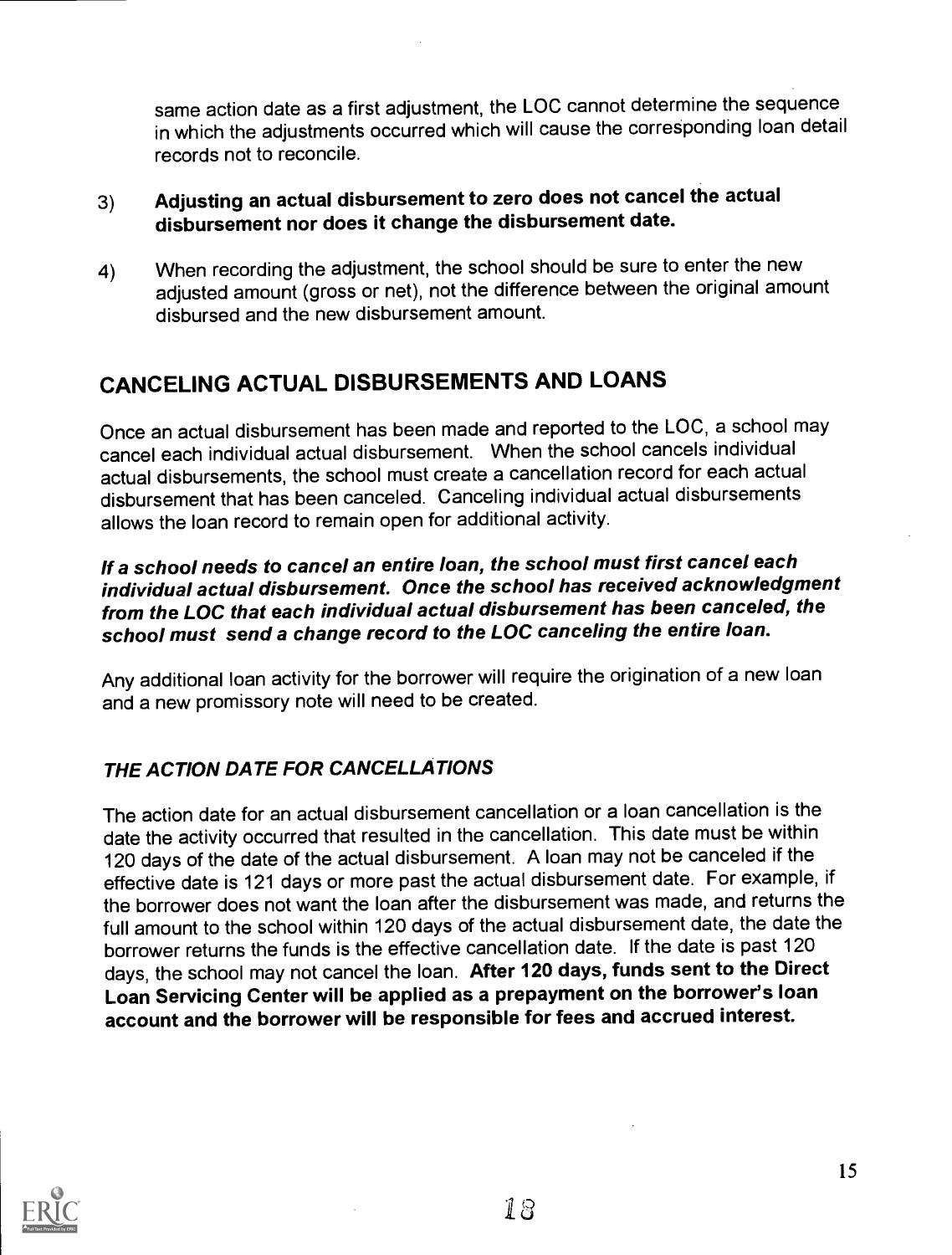same action date as a first adjustment, the LOC cannot determine the sequence in which the adjustments occurred which will cause the corresponding loan detail records not to reconcile.

3) **Adjusting an actual disbursement to zero does not cancel the actual disbursement nor does it change the disbursement date.**

4) When recording the adjustment, the school should be sure to enter the new adjusted amount (gross or net), not the difference between the original amount disbursed and the new disbursement amount.

## CANCELING ACTUAL DISBURSEMENTS AND LOANS

Once an actual disbursement has been made and reported to the LOC, a school may cancel each individual actual disbursement. When the school cancels individual actual disbursements, the school must create a cancellation record for each actual disbursement that has been canceled. Canceling individual actual disbursements allows the loan record to remain open for additional activity.

***If a school needs to cancel an entire loan, the school must first cancel each individual actual disbursement. Once the school has received acknowledgment from the LOC that each individual actual disbursement has been canceled, the school must send a change record to the LOC canceling the entire loan.***

Any additional loan activity for the borrower will require the origination of a new loan and a new promissory note will need to be created.

### *THE ACTION DATE FOR CANCELLATIONS*

The action date for an actual disbursement cancellation or a loan cancellation is the date the activity occurred that resulted in the cancellation. This date must be within 120 days of the date of the actual disbursement. A loan may not be canceled if the effective date is 121 days or more past the actual disbursement date. For example, if the borrower does not want the loan after the disbursement was made, and returns the full amount to the school within 120 days of the actual disbursement date, the date the borrower returns the funds is the effective cancellation date. If the date is past 120 days, the school may not cancel the loan. **After 120 days, funds sent to the Direct Loan Servicing Center will be applied as a prepayment on the borrower's loan account and the borrower will be responsible for fees and accrued interest.**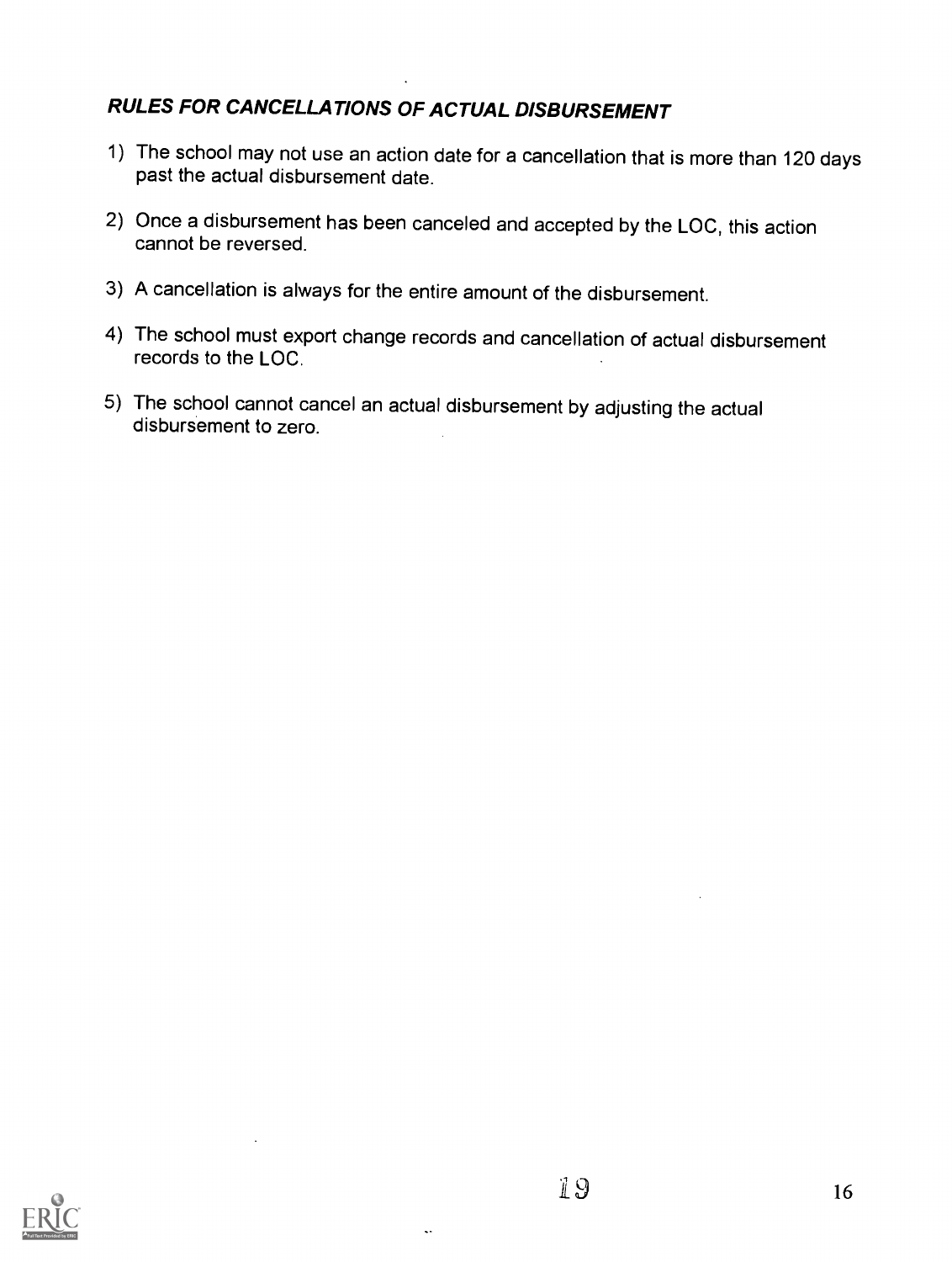## *RULES FOR CANCELLATIONS OF ACTUAL DISBURSEMENT*

1) The school may not use an action date for a cancellation that is more than 120 days past the actual disbursement date.
2) Once a disbursement has been canceled and accepted by the LOC, this action cannot be reversed.
3) A cancellation is always for the entire amount of the disbursement.
4) The school must export change records and cancellation of actual disbursement records to the LOC.
5) The school cannot cancel an actual disbursement by adjusting the actual disbursement to zero.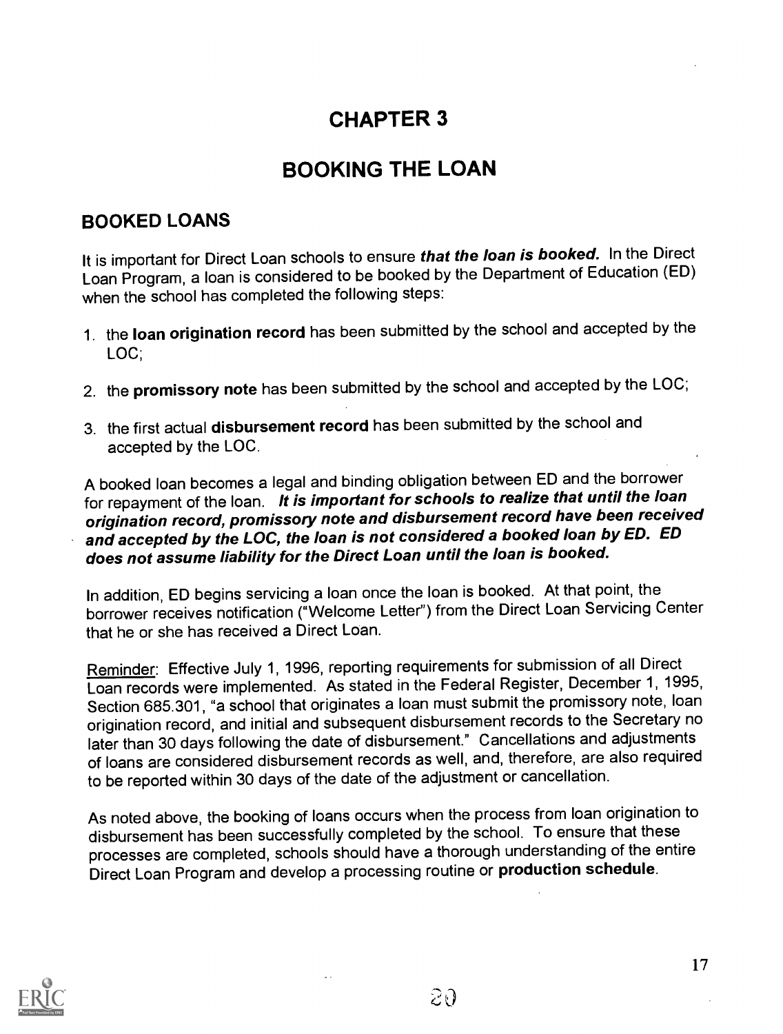# CHAPTER 3

# BOOKING THE LOAN

## BOOKED LOANS

It is important for Direct Loan schools to ensure ***that the loan is booked.*** In the Direct Loan Program, a loan is considered to be booked by the Department of Education (ED) when the school has completed the following steps:

1. the **loan origination record** has been submitted by the school and accepted by the LOC;

2. the **promissory note** has been submitted by the school and accepted by the LOC;

3. the first actual **disbursement record** has been submitted by the school and accepted by the LOC.

A booked loan becomes a legal and binding obligation between ED and the borrower for repayment of the loan. ***It is important for schools to realize that until the loan origination record, promissory note and disbursement record have been received and accepted by the LOC, the loan is not considered a booked loan by ED. ED does not assume liability for the Direct Loan until the loan is booked.***

In addition, ED begins servicing a loan once the loan is booked. At that point, the borrower receives notification ("Welcome Letter") from the Direct Loan Servicing Center that he or she has received a Direct Loan.

Reminder: Effective July 1, 1996, reporting requirements for submission of all Direct Loan records were implemented. As stated in the Federal Register, December 1, 1995, Section 685.301, "a school that originates a loan must submit the promissory note, loan origination record, and initial and subsequent disbursement records to the Secretary no later than 30 days following the date of disbursement." Cancellations and adjustments of loans are considered disbursement records as well, and, therefore, are also required to be reported within 30 days of the date of the adjustment or cancellation.

As noted above, the booking of loans occurs when the process from loan origination to disbursement has been successfully completed by the school. To ensure that these processes are completed, schools should have a thorough understanding of the entire Direct Loan Program and develop a processing routine or **production schedule**.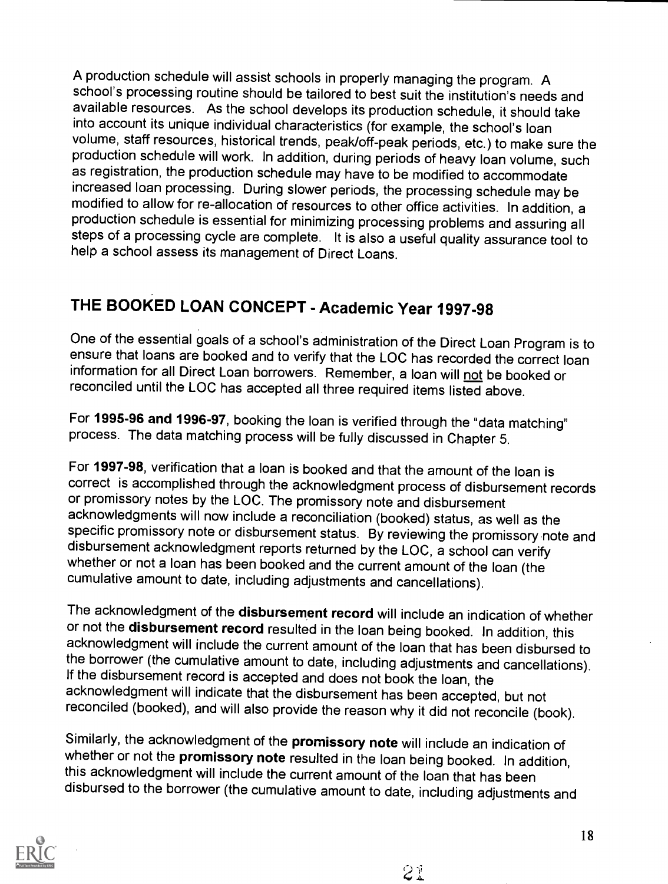A production schedule will assist schools in properly managing the program. A school's processing routine should be tailored to best suit the institution's needs and available resources. As the school develops its production schedule, it should take into account its unique individual characteristics (for example, the school's loan volume, staff resources, historical trends, peak/off-peak periods, etc.) to make sure the production schedule will work. In addition, during periods of heavy loan volume, such as registration, the production schedule may have to be modified to accommodate increased loan processing. During slower periods, the processing schedule may be modified to allow for re-allocation of resources to other office activities. In addition, a production schedule is essential for minimizing processing problems and assuring all steps of a processing cycle are complete. It is also a useful quality assurance tool to help a school assess its management of Direct Loans.

## THE BOOKED LOAN CONCEPT - Academic Year 1997-98

One of the essential goals of a school's administration of the Direct Loan Program is to ensure that loans are booked and to verify that the LOC has recorded the correct loan information for all Direct Loan borrowers. Remember, a loan will not be booked or reconciled until the LOC has accepted all three required items listed above.

For **1995-96 and 1996-97**, booking the loan is verified through the "data matching" process. The data matching process will be fully discussed in Chapter 5.

For **1997-98**, verification that a loan is booked and that the amount of the loan is correct is accomplished through the acknowledgment process of disbursement records or promissory notes by the LOC. The promissory note and disbursement acknowledgments will now include a reconciliation (booked) status, as well as the specific promissory note or disbursement status. By reviewing the promissory note and disbursement acknowledgment reports returned by the LOC, a school can verify whether or not a loan has been booked and the current amount of the loan (the cumulative amount to date, including adjustments and cancellations).

The acknowledgment of the **disbursement record** will include an indication of whether or not the **disbursement record** resulted in the loan being booked. In addition, this acknowledgment will include the current amount of the loan that has been disbursed to the borrower (the cumulative amount to date, including adjustments and cancellations). If the disbursement record is accepted and does not book the loan, the acknowledgment will indicate that the disbursement has been accepted, but not reconciled (booked), and will also provide the reason why it did not reconcile (book).

Similarly, the acknowledgment of the **promissory note** will include an indication of whether or not the **promissory note** resulted in the loan being booked. In addition, this acknowledgment will include the current amount of the loan that has been disbursed to the borrower (the cumulative amount to date, including adjustments and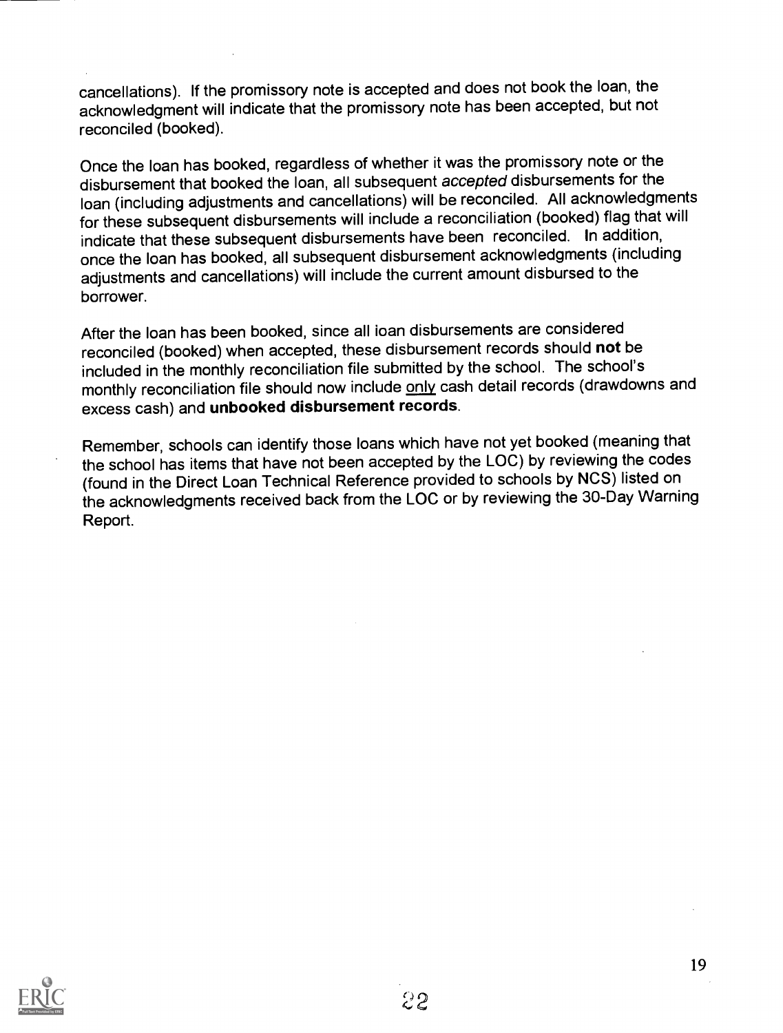cancellations). If the promissory note is accepted and does not book the loan, the acknowledgment will indicate that the promissory note has been accepted, but not reconciled (booked).

Once the loan has booked, regardless of whether it was the promissory note or the disbursement that booked the loan, all subsequent *accepted* disbursements for the loan (including adjustments and cancellations) will be reconciled. All acknowledgments for these subsequent disbursements will include a reconciliation (booked) flag that will indicate that these subsequent disbursements have been reconciled. In addition, once the loan has booked, all subsequent disbursement acknowledgments (including adjustments and cancellations) will include the current amount disbursed to the borrower.

After the loan has been booked, since all loan disbursements are considered reconciled (booked) when accepted, these disbursement records should **not** be included in the monthly reconciliation file submitted by the school. The school's monthly reconciliation file should now include <u>only</u> cash detail records (drawdowns and excess cash) and **unbooked disbursement records**.

Remember, schools can identify those loans which have not yet booked (meaning that the school has items that have not been accepted by the LOC) by reviewing the codes (found in the Direct Loan Technical Reference provided to schools by NCS) listed on the acknowledgments received back from the LOC or by reviewing the 30-Day Warning Report.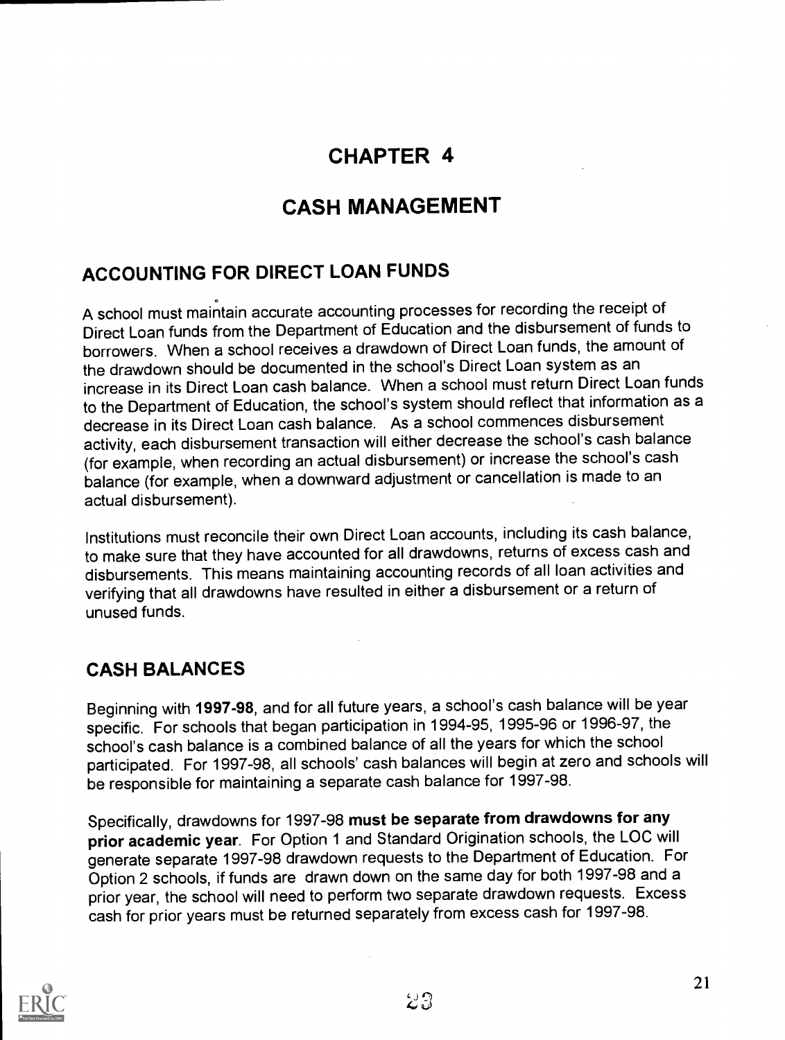# CHAPTER 4

# CASH MANAGEMENT

## ACCOUNTING FOR DIRECT LOAN FUNDS

A school must maintain accurate accounting processes for recording the receipt of Direct Loan funds from the Department of Education and the disbursement of funds to borrowers. When a school receives a drawdown of Direct Loan funds, the amount of the drawdown should be documented in the school's Direct Loan system as an increase in its Direct Loan cash balance. When a school must return Direct Loan funds to the Department of Education, the school's system should reflect that information as a decrease in its Direct Loan cash balance. As a school commences disbursement activity, each disbursement transaction will either decrease the school's cash balance (for example, when recording an actual disbursement) or increase the school's cash balance (for example, when a downward adjustment or cancellation is made to an actual disbursement).

Institutions must reconcile their own Direct Loan accounts, including its cash balance, to make sure that they have accounted for all drawdowns, returns of excess cash and disbursements. This means maintaining accounting records of all loan activities and verifying that all drawdowns have resulted in either a disbursement or a return of unused funds.

## CASH BALANCES

Beginning with **1997-98**, and for all future years, a school's cash balance will be year specific. For schools that began participation in 1994-95, 1995-96 or 1996-97, the school's cash balance is a combined balance of all the years for which the school participated. For 1997-98, all schools' cash balances will begin at zero and schools will be responsible for maintaining a separate cash balance for 1997-98.

Specifically, drawdowns for 1997-98 **must be separate from drawdowns for any prior academic year**. For Option 1 and Standard Origination schools, the LOC will generate separate 1997-98 drawdown requests to the Department of Education. For Option 2 schools, if funds are drawn down on the same day for both 1997-98 and a prior year, the school will need to perform two separate drawdown requests. Excess cash for prior years must be returned separately from excess cash for 1997-98.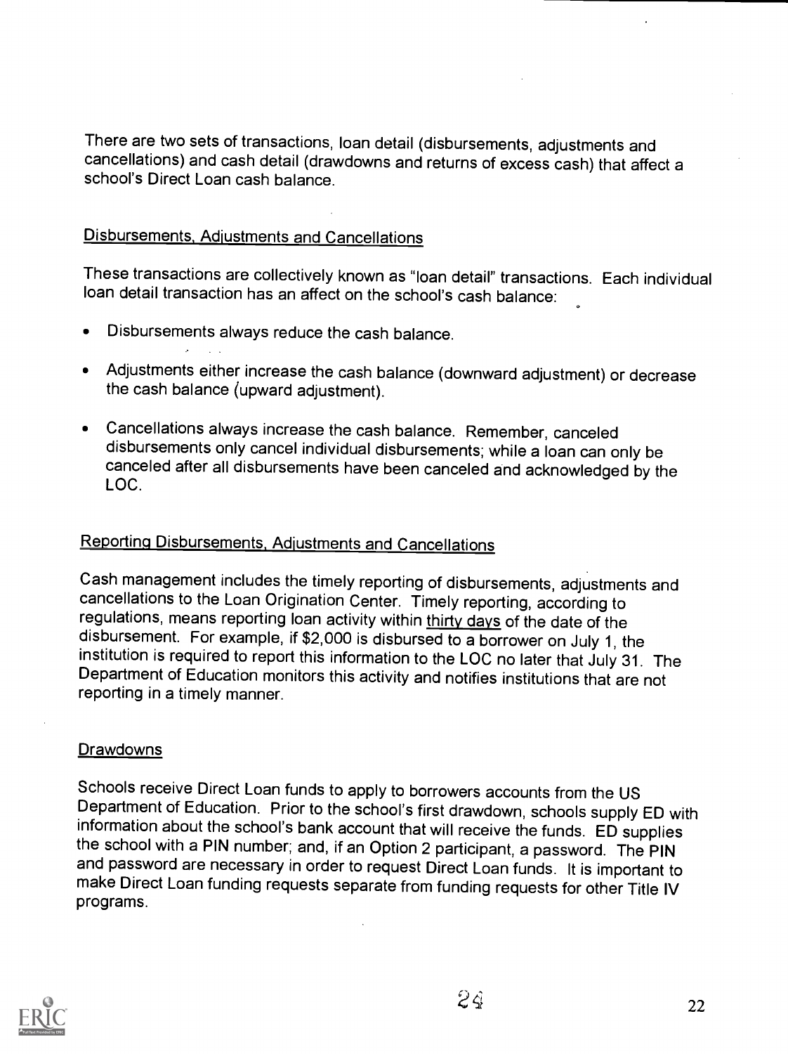There are two sets of transactions, loan detail (disbursements, adjustments and cancellations) and cash detail (drawdowns and returns of excess cash) that affect a school's Direct Loan cash balance.

## Disbursements, Adjustments and Cancellations

These transactions are collectively known as "loan detail" transactions. Each individual loan detail transaction has an affect on the school's cash balance:

- Disbursements always reduce the cash balance.
- Adjustments either increase the cash balance (downward adjustment) or decrease the cash balance (upward adjustment).
- Cancellations always increase the cash balance. Remember, canceled disbursements only cancel individual disbursements; while a loan can only be canceled after all disbursements have been canceled and acknowledged by the LOC.

## Reporting Disbursements, Adjustments and Cancellations

Cash management includes the timely reporting of disbursements, adjustments and cancellations to the Loan Origination Center. Timely reporting, according to regulations, means reporting loan activity within thirty days of the date of the disbursement. For example, if $2,000 is disbursed to a borrower on July 1, the institution is required to report this information to the LOC no later that July 31. The Department of Education monitors this activity and notifies institutions that are not reporting in a timely manner.

## Drawdowns

Schools receive Direct Loan funds to apply to borrowers accounts from the US Department of Education. Prior to the school's first drawdown, schools supply ED with information about the school's bank account that will receive the funds. ED supplies the school with a PIN number; and, if an Option 2 participant, a password. The PIN and password are necessary in order to request Direct Loan funds. It is important to make Direct Loan funding requests separate from funding requests for other Title IV programs.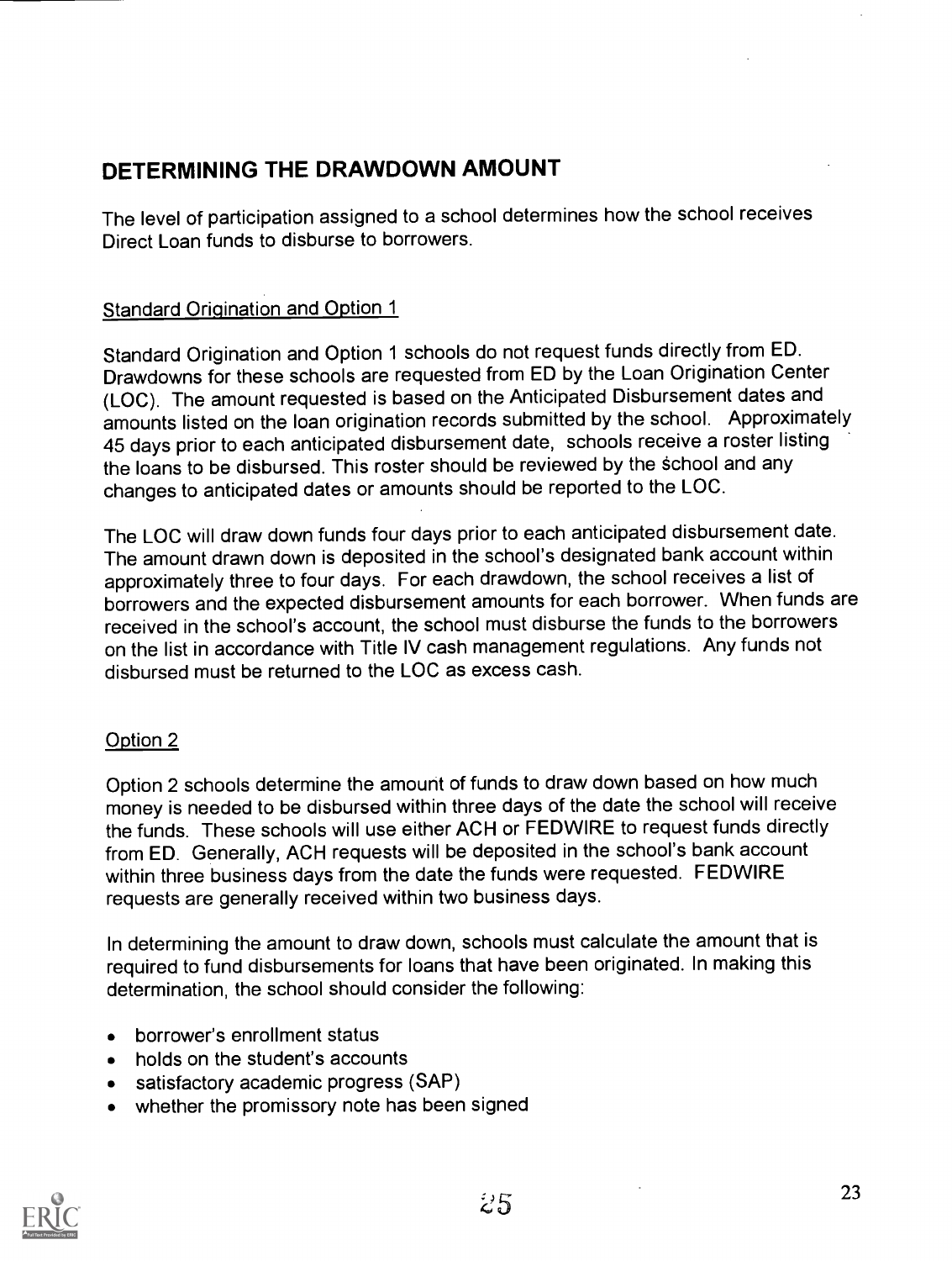## DETERMINING THE DRAWDOWN AMOUNT

The level of participation assigned to a school determines how the school receives Direct Loan funds to disburse to borrowers.

### Standard Origination and Option 1

Standard Origination and Option 1 schools do not request funds directly from ED. Drawdowns for these schools are requested from ED by the Loan Origination Center (LOC). The amount requested is based on the Anticipated Disbursement dates and amounts listed on the loan origination records submitted by the school. Approximately 45 days prior to each anticipated disbursement date, schools receive a roster listing the loans to be disbursed. This roster should be reviewed by the school and any changes to anticipated dates or amounts should be reported to the LOC.

The LOC will draw down funds four days prior to each anticipated disbursement date. The amount drawn down is deposited in the school's designated bank account within approximately three to four days. For each drawdown, the school receives a list of borrowers and the expected disbursement amounts for each borrower. When funds are received in the school's account, the school must disburse the funds to the borrowers on the list in accordance with Title IV cash management regulations. Any funds not disbursed must be returned to the LOC as excess cash.

### Option 2

Option 2 schools determine the amount of funds to draw down based on how much money is needed to be disbursed within three days of the date the school will receive the funds. These schools will use either ACH or FEDWIRE to request funds directly from ED. Generally, ACH requests will be deposited in the school's bank account within three business days from the date the funds were requested. FEDWIRE requests are generally received within two business days.

In determining the amount to draw down, schools must calculate the amount that is required to fund disbursements for loans that have been originated. In making this determination, the school should consider the following:

- borrower's enrollment status
- holds on the student's accounts
- satisfactory academic progress (SAP)
- whether the promissory note has been signed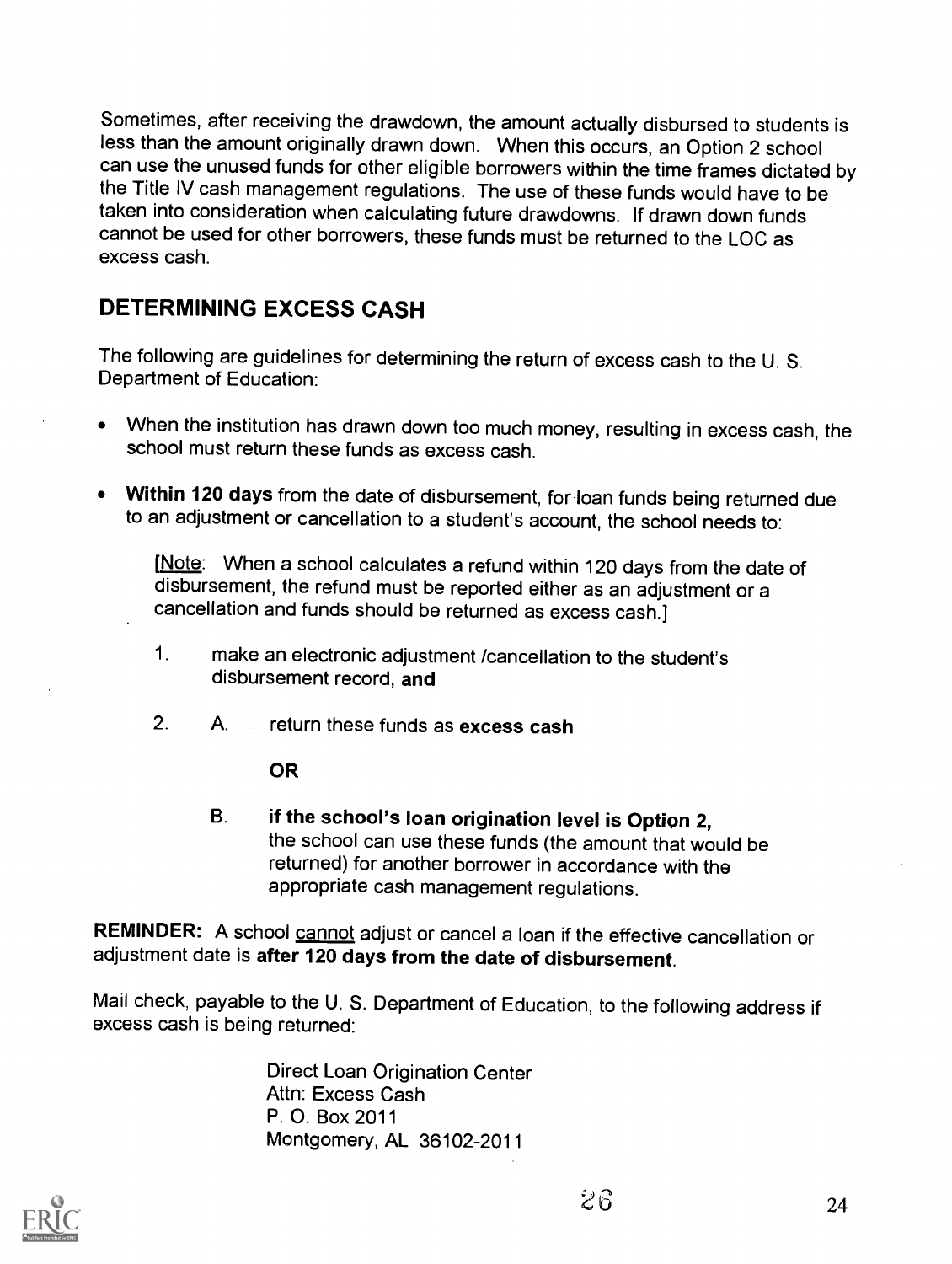Sometimes, after receiving the drawdown, the amount actually disbursed to students is less than the amount originally drawn down. When this occurs, an Option 2 school can use the unused funds for other eligible borrowers within the time frames dictated by the Title IV cash management regulations. The use of these funds would have to be taken into consideration when calculating future drawdowns. If drawn down funds cannot be used for other borrowers, these funds must be returned to the LOC as excess cash.

## DETERMINING EXCESS CASH

The following are guidelines for determining the return of excess cash to the U. S. Department of Education:

- When the institution has drawn down too much money, resulting in excess cash, the school must return these funds as excess cash.
- **Within 120 days** from the date of disbursement, for loan funds being returned due to an adjustment or cancellation to a student's account, the school needs to:

  [Note: When a school calculates a refund within 120 days from the date of disbursement, the refund must be reported either as an adjustment or a cancellation and funds should be returned as excess cash.]

  1. make an electronic adjustment /cancellation to the student's disbursement record, **and**
  2. A. return these funds as **excess cash**

     **OR**

     B. **if the school's loan origination level is Option 2,** the school can use these funds (the amount that would be returned) for another borrower in accordance with the appropriate cash management regulations.

**REMINDER:** A school cannot adjust or cancel a loan if the effective cancellation or adjustment date is **after 120 days from the date of disbursement**.

Mail check, payable to the U. S. Department of Education, to the following address if excess cash is being returned:

Direct Loan Origination Center
Attn: Excess Cash
P. O. Box 2011
Montgomery, AL 36102-2011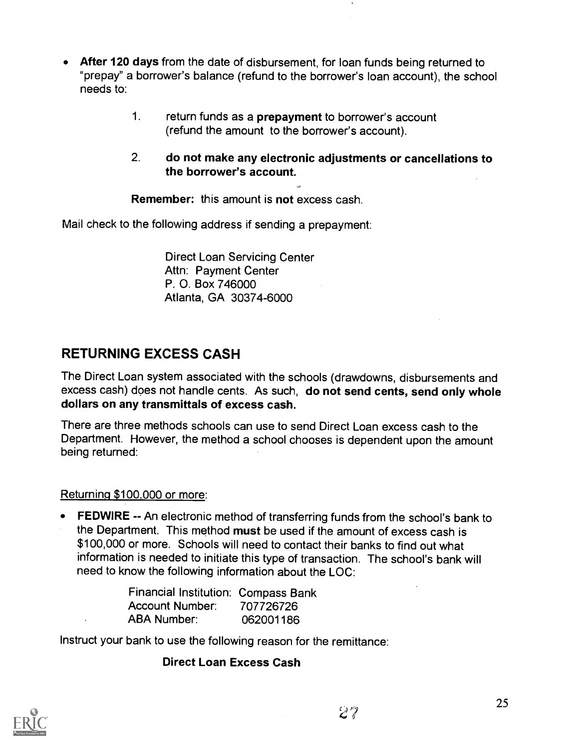- **After 120 days** from the date of disbursement, for loan funds being returned to "prepay" a borrower's balance (refund to the borrower's loan account), the school needs to:

    1. return funds as a **prepayment** to borrower's account (refund the amount to the borrower's account).

    2. **do not make any electronic adjustments or cancellations to the borrower's account.**

    **Remember:** this amount is **not** excess cash.

Mail check to the following address if sending a prepayment:

> Direct Loan Servicing Center
> Attn: Payment Center
> P. O. Box 746000
> Atlanta, GA 30374-6000

## RETURNING EXCESS CASH

The Direct Loan system associated with the schools (drawdowns, disbursements and excess cash) does not handle cents. As such, **do not send cents, send only whole dollars on any transmittals of excess cash.**

There are three methods schools can use to send Direct Loan excess cash to the Department. However, the method a school chooses is dependent upon the amount being returned:

Returning $100,000 or more:

- **FEDWIRE** -- An electronic method of transferring funds from the school's bank to the Department. This method **must** be used if the amount of excess cash is $100,000 or more. Schools will need to contact their banks to find out what information is needed to initiate this type of transaction. The school's bank will need to know the following information about the LOC:

| | |
|---|---|
| Financial Institution: | Compass Bank |
| Account Number: | 707726726 |
| ABA Number: | 062001186 |

Instruct your bank to use the following reason for the remittance:

**Direct Loan Excess Cash**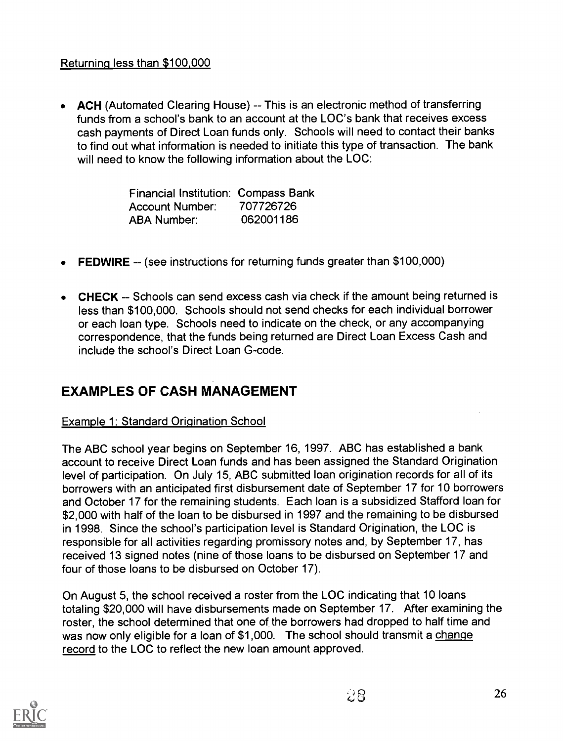Returning less than $100,000

- **ACH** (Automated Clearing House) -- This is an electronic method of transferring funds from a school's bank to an account at the LOC's bank that receives excess cash payments of Direct Loan funds only. Schools will need to contact their banks to find out what information is needed to initiate this type of transaction. The bank will need to know the following information about the LOC:

| | |
|---|---|
| Financial Institution: | Compass Bank |
| Account Number: | 707726726 |
| ABA Number: | 062001186 |

- **FEDWIRE** -- (see instructions for returning funds greater than $100,000)

- **CHECK** -- Schools can send excess cash via check if the amount being returned is less than $100,000. Schools should not send checks for each individual borrower or each loan type. Schools need to indicate on the check, or any accompanying correspondence, that the funds being returned are Direct Loan Excess Cash and include the school's Direct Loan G-code.

## EXAMPLES OF CASH MANAGEMENT

Example 1: Standard Origination School

The ABC school year begins on September 16, 1997. ABC has established a bank account to receive Direct Loan funds and has been assigned the Standard Origination level of participation. On July 15, ABC submitted loan origination records for all of its borrowers with an anticipated first disbursement date of September 17 for 10 borrowers and October 17 for the remaining students. Each loan is a subsidized Stafford loan for $2,000 with half of the loan to be disbursed in 1997 and the remaining to be disbursed in 1998. Since the school's participation level is Standard Origination, the LOC is responsible for all activities regarding promissory notes and, by September 17, has received 13 signed notes (nine of those loans to be disbursed on September 17 and four of those loans to be disbursed on October 17).

On August 5, the school received a roster from the LOC indicating that 10 loans totaling $20,000 will have disbursements made on September 17. After examining the roster, the school determined that one of the borrowers had dropped to half time and was now only eligible for a loan of $1,000. The school should transmit a change record to the LOC to reflect the new loan amount approved.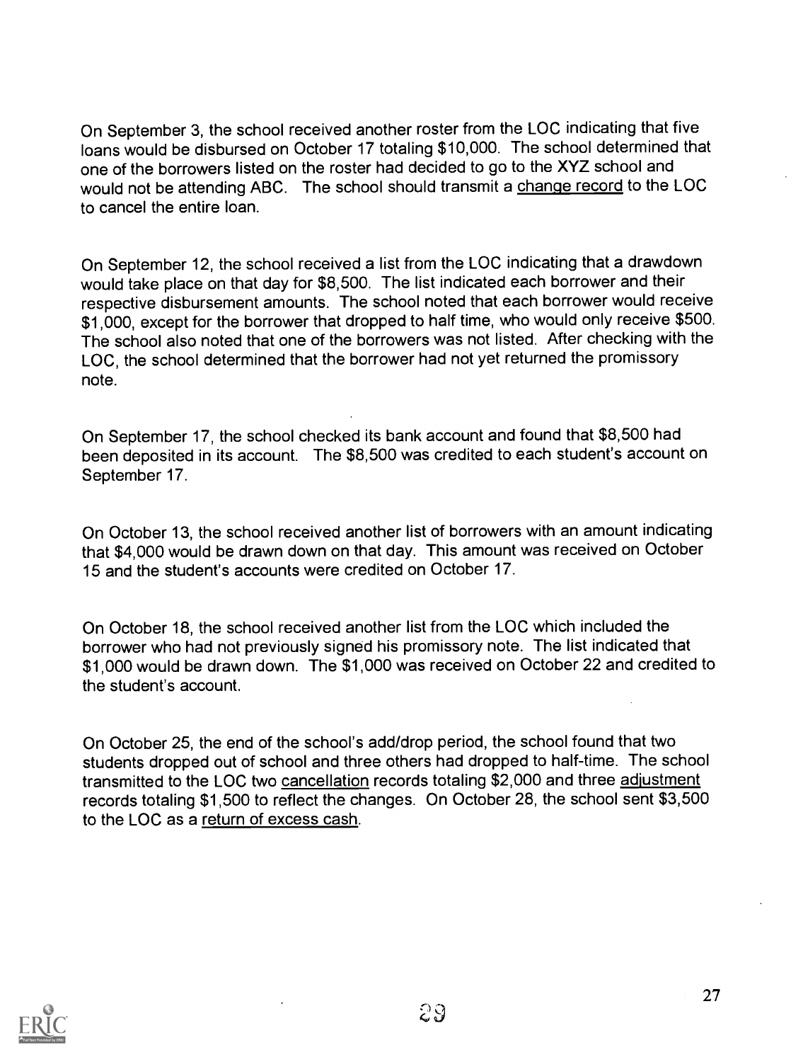On September 3, the school received another roster from the LOC indicating that five loans would be disbursed on October 17 totaling $10,000. The school determined that one of the borrowers listed on the roster had decided to go to the XYZ school and would not be attending ABC. The school should transmit a change record to the LOC to cancel the entire loan.

On September 12, the school received a list from the LOC indicating that a drawdown would take place on that day for $8,500. The list indicated each borrower and their respective disbursement amounts. The school noted that each borrower would receive $1,000, except for the borrower that dropped to half time, who would only receive $500. The school also noted that one of the borrowers was not listed. After checking with the LOC, the school determined that the borrower had not yet returned the promissory note.

On September 17, the school checked its bank account and found that $8,500 had been deposited in its account. The $8,500 was credited to each student's account on September 17.

On October 13, the school received another list of borrowers with an amount indicating that $4,000 would be drawn down on that day. This amount was received on October 15 and the student's accounts were credited on October 17.

On October 18, the school received another list from the LOC which included the borrower who had not previously signed his promissory note. The list indicated that $1,000 would be drawn down. The $1,000 was received on October 22 and credited to the student's account.

On October 25, the end of the school's add/drop period, the school found that two students dropped out of school and three others had dropped to half-time. The school transmitted to the LOC two cancellation records totaling $2,000 and three adjustment records totaling $1,500 to reflect the changes. On October 28, the school sent $3,500 to the LOC as a return of excess cash.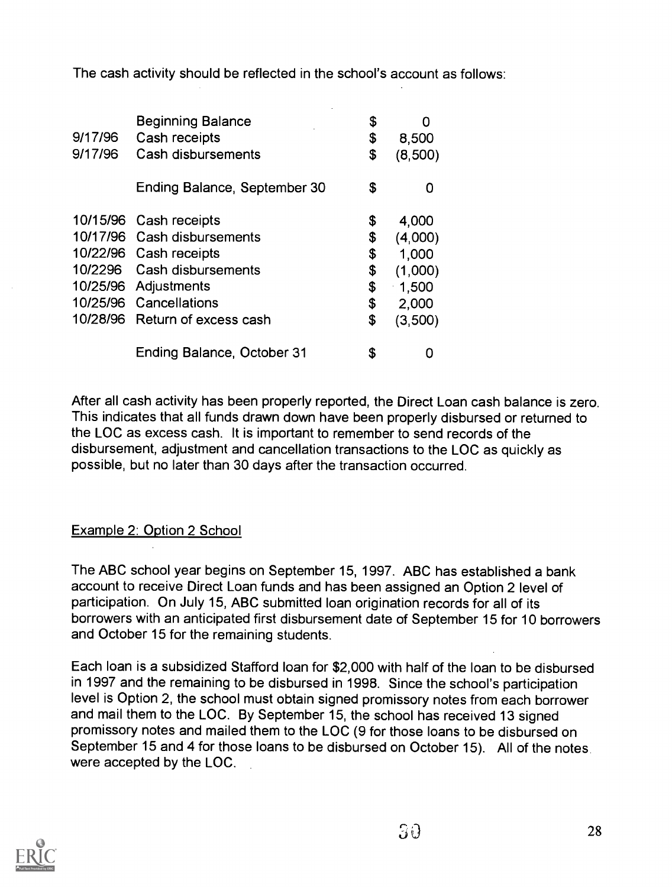The cash activity should be reflected in the school's account as follows:

| | | | |
|---|---|---|---|
| | Beginning Balance | $ | 0 |
| 9/17/96 | Cash receipts | $ | 8,500 |
| 9/17/96 | Cash disbursements | $ | (8,500) |
| | Ending Balance, September 30 | $ | 0 |
| 10/15/96 | Cash receipts | $ | 4,000 |
| 10/17/96 | Cash disbursements | $ | (4,000) |
| 10/22/96 | Cash receipts | $ | 1,000 |
| 10/2296 | Cash disbursements | $ | (1,000) |
| 10/25/96 | Adjustments | $ | 1,500 |
| 10/25/96 | Cancellations | $ | 2,000 |
| 10/28/96 | Return of excess cash | $ | (3,500) |
| | Ending Balance, October 31 | $ | 0 |

After all cash activity has been properly reported, the Direct Loan cash balance is zero. This indicates that all funds drawn down have been properly disbursed or returned to the LOC as excess cash. It is important to remember to send records of the disbursement, adjustment and cancellation transactions to the LOC as quickly as possible, but no later than 30 days after the transaction occurred.

## Example 2: Option 2 School

The ABC school year begins on September 15, 1997. ABC has established a bank account to receive Direct Loan funds and has been assigned an Option 2 level of participation. On July 15, ABC submitted loan origination records for all of its borrowers with an anticipated first disbursement date of September 15 for 10 borrowers and October 15 for the remaining students.

Each loan is a subsidized Stafford loan for $2,000 with half of the loan to be disbursed in 1997 and the remaining to be disbursed in 1998. Since the school's participation level is Option 2, the school must obtain signed promissory notes from each borrower and mail them to the LOC. By September 15, the school has received 13 signed promissory notes and mailed them to the LOC (9 for those loans to be disbursed on September 15 and 4 for those loans to be disbursed on October 15). All of the notes were accepted by the LOC.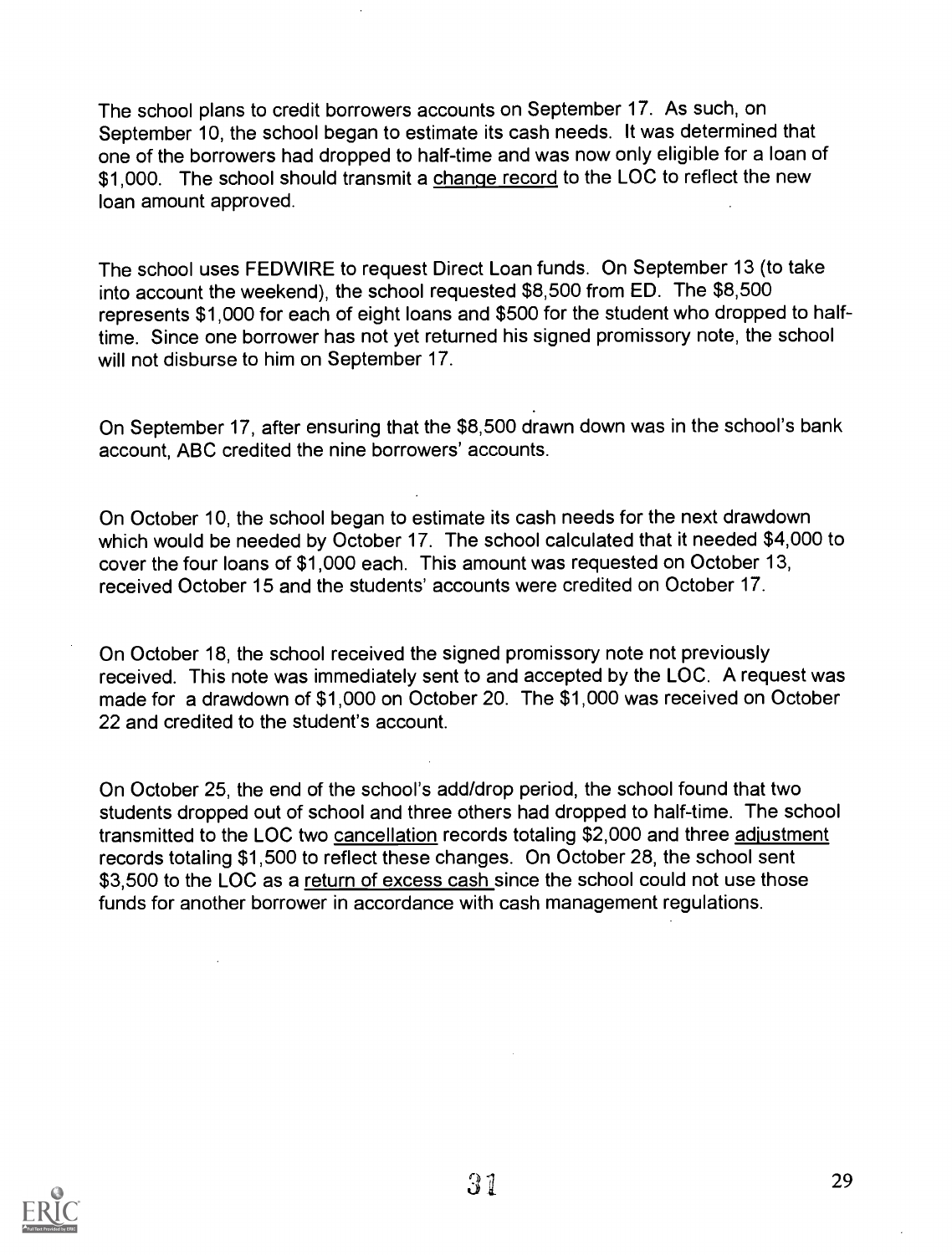The school plans to credit borrowers accounts on September 17. As such, on September 10, the school began to estimate its cash needs. It was determined that one of the borrowers had dropped to half-time and was now only eligible for a loan of $1,000. The school should transmit a <u>change record</u> to the LOC to reflect the new loan amount approved.

The school uses FEDWIRE to request Direct Loan funds. On September 13 (to take into account the weekend), the school requested $8,500 from ED. The $8,500 represents $1,000 for each of eight loans and $500 for the student who dropped to half-time. Since one borrower has not yet returned his signed promissory note, the school will not disburse to him on September 17.

On September 17, after ensuring that the $8,500 drawn down was in the school's bank account, ABC credited the nine borrowers' accounts.

On October 10, the school began to estimate its cash needs for the next drawdown which would be needed by October 17. The school calculated that it needed $4,000 to cover the four loans of $1,000 each. This amount was requested on October 13, received October 15 and the students' accounts were credited on October 17.

On October 18, the school received the signed promissory note not previously received. This note was immediately sent to and accepted by the LOC. A request was made for a drawdown of $1,000 on October 20. The $1,000 was received on October 22 and credited to the student's account.

On October 25, the end of the school's add/drop period, the school found that two students dropped out of school and three others had dropped to half-time. The school transmitted to the LOC two <u>cancellation</u> records totaling $2,000 and three <u>adjustment</u> records totaling $1,500 to reflect these changes. On October 28, the school sent $3,500 to the LOC as a <u>return of excess cash</u> since the school could not use those funds for another borrower in accordance with cash management regulations.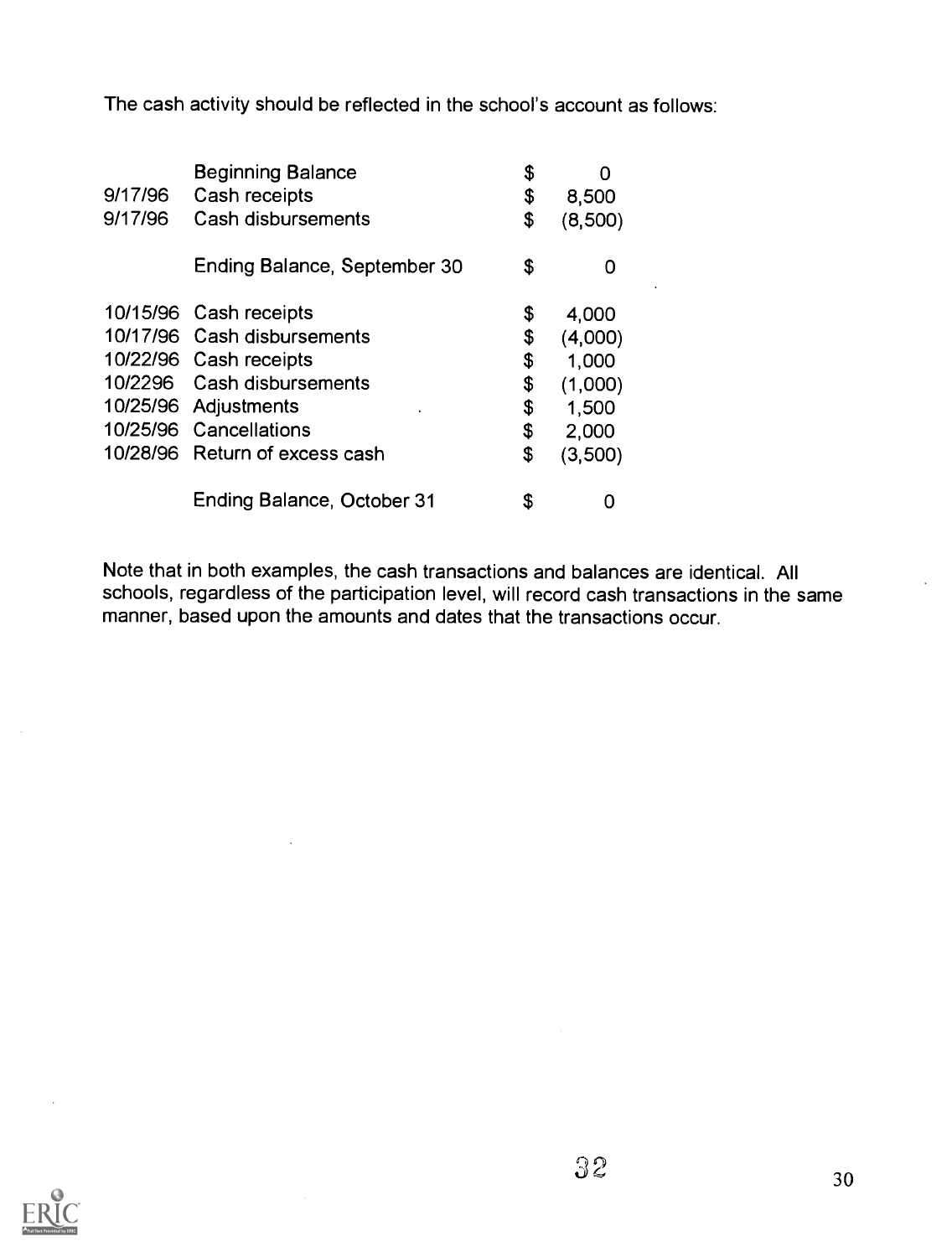The cash activity should be reflected in the school's account as follows:

| | | | |
|---|---|---|---|
| | Beginning Balance | $ | 0 |
| 9/17/96 | Cash receipts | $ | 8,500 |
| 9/17/96 | Cash disbursements | $ | (8,500) |
| | Ending Balance, September 30 | $ | 0 |
| 10/15/96 | Cash receipts | $ | 4,000 |
| 10/17/96 | Cash disbursements | $ | (4,000) |
| 10/22/96 | Cash receipts | $ | 1,000 |
| 10/2296 | Cash disbursements | $ | (1,000) |
| 10/25/96 | Adjustments | $ | 1,500 |
| 10/25/96 | Cancellations | $ | 2,000 |
| 10/28/96 | Return of excess cash | $ | (3,500) |
| | Ending Balance, October 31 | $ | 0 |

Note that in both examples, the cash transactions and balances are identical. All schools, regardless of the participation level, will record cash transactions in the same manner, based upon the amounts and dates that the transactions occur.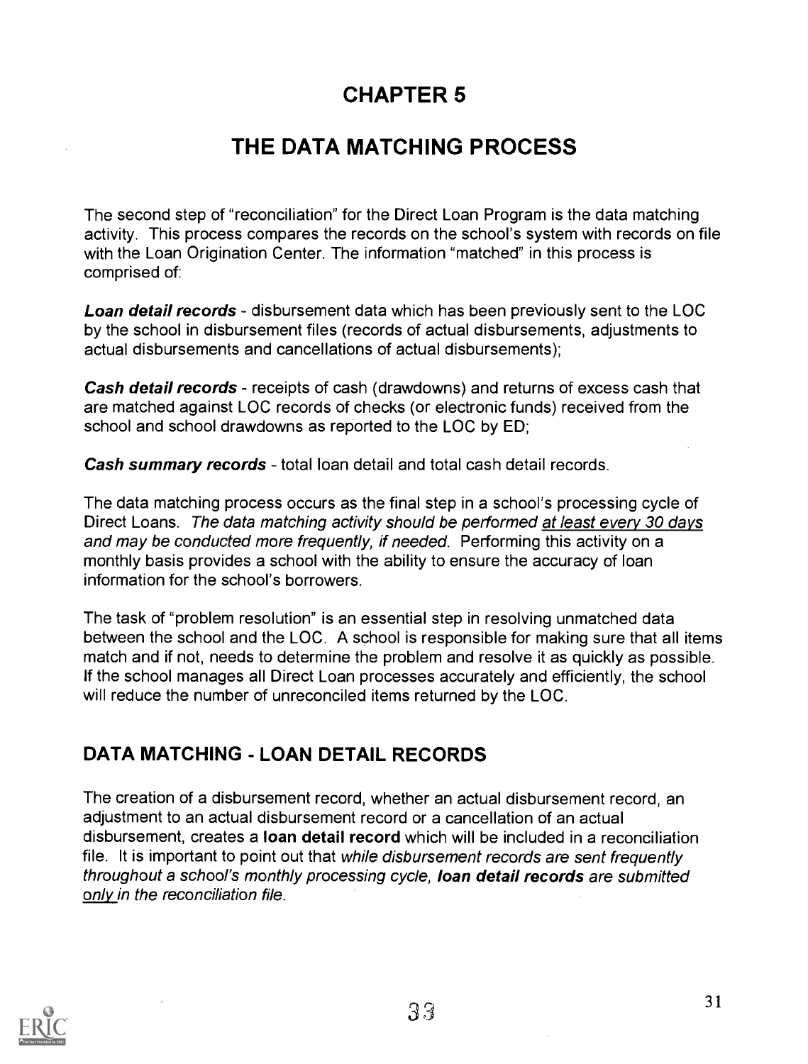# CHAPTER 5

# THE DATA MATCHING PROCESS

The second step of "reconciliation" for the Direct Loan Program is the data matching activity. This process compares the records on the school's system with records on file with the Loan Origination Center. The information "matched" in this process is comprised of:

***Loan detail records*** - disbursement data which has been previously sent to the LOC by the school in disbursement files (records of actual disbursements, adjustments to actual disbursements and cancellations of actual disbursements);

***Cash detail records*** - receipts of cash (drawdowns) and returns of excess cash that are matched against LOC records of checks (or electronic funds) received from the school and school drawdowns as reported to the LOC by ED;

***Cash summary records*** - total loan detail and total cash detail records.

The data matching process occurs as the final step in a school's processing cycle of Direct Loans. *The data matching activity should be performed <u>at least every 30 days</u> and may be conducted more frequently, if needed.* Performing this activity on a monthly basis provides a school with the ability to ensure the accuracy of loan information for the school's borrowers.

The task of "problem resolution" is an essential step in resolving unmatched data between the school and the LOC. A school is responsible for making sure that all items match and if not, needs to determine the problem and resolve it as quickly as possible. If the school manages all Direct Loan processes accurately and efficiently, the school will reduce the number of unreconciled items returned by the LOC.

## DATA MATCHING - LOAN DETAIL RECORDS

The creation of a disbursement record, whether an actual disbursement record, an adjustment to an actual disbursement record or a cancellation of an actual disbursement, creates a **loan detail record** which will be included in a reconciliation file. It is important to point out that *while disbursement records are sent frequently throughout a school's monthly processing cycle,* ***loan detail records*** *are submitted <u>only</u> in the reconciliation file.*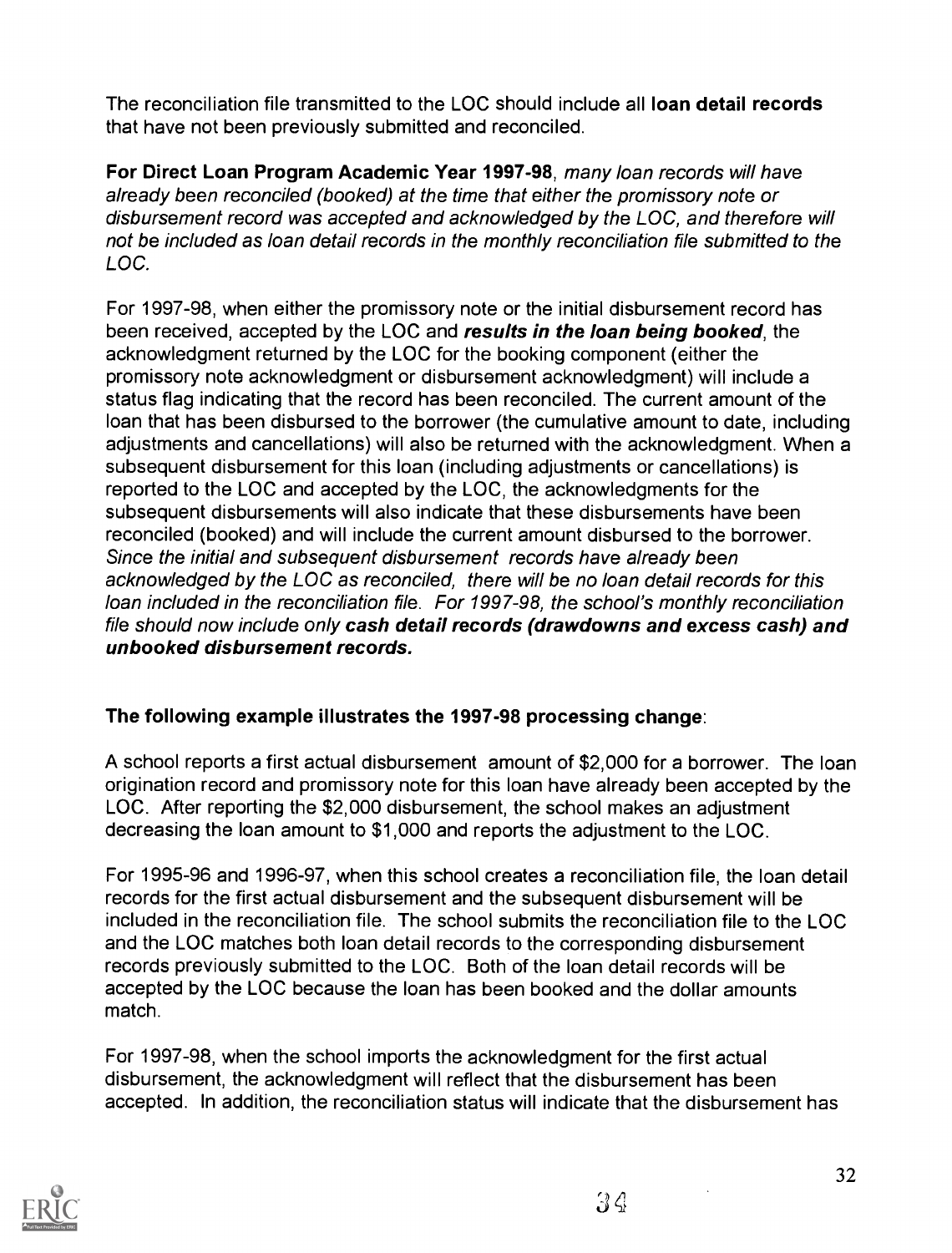The reconciliation file transmitted to the LOC should include all **loan detail records** that have not been previously submitted and reconciled.

**For Direct Loan Program Academic Year 1997-98**, *many loan records will have already been reconciled (booked) at the time that either the promissory note or disbursement record was accepted and acknowledged by the LOC, and therefore will not be included as loan detail records in the monthly reconciliation file submitted to the LOC.*

For 1997-98, when either the promissory note or the initial disbursement record has been received, accepted by the LOC and ***results in the loan being booked***, the acknowledgment returned by the LOC for the booking component (either the promissory note acknowledgment or disbursement acknowledgment) will include a status flag indicating that the record has been reconciled. The current amount of the loan that has been disbursed to the borrower (the cumulative amount to date, including adjustments and cancellations) will also be returned with the acknowledgment. When a subsequent disbursement for this loan (including adjustments or cancellations) is reported to the LOC and accepted by the LOC, the acknowledgments for the subsequent disbursements will also indicate that these disbursements have been reconciled (booked) and will include the current amount disbursed to the borrower. *Since the initial and subsequent disbursement records have already been acknowledged by the LOC as reconciled, there will be no loan detail records for this loan included in the reconciliation file. For 1997-98, the school's monthly reconciliation file should now include only* ***cash detail records (drawdowns and excess cash) and unbooked disbursement records.***

**The following example illustrates the 1997-98 processing change**:

A school reports a first actual disbursement amount of $2,000 for a borrower. The loan origination record and promissory note for this loan have already been accepted by the LOC. After reporting the $2,000 disbursement, the school makes an adjustment decreasing the loan amount to $1,000 and reports the adjustment to the LOC.

For 1995-96 and 1996-97, when this school creates a reconciliation file, the loan detail records for the first actual disbursement and the subsequent disbursement will be included in the reconciliation file. The school submits the reconciliation file to the LOC and the LOC matches both loan detail records to the corresponding disbursement records previously submitted to the LOC. Both of the loan detail records will be accepted by the LOC because the loan has been booked and the dollar amounts match.

For 1997-98, when the school imports the acknowledgment for the first actual disbursement, the acknowledgment will reflect that the disbursement has been accepted. In addition, the reconciliation status will indicate that the disbursement has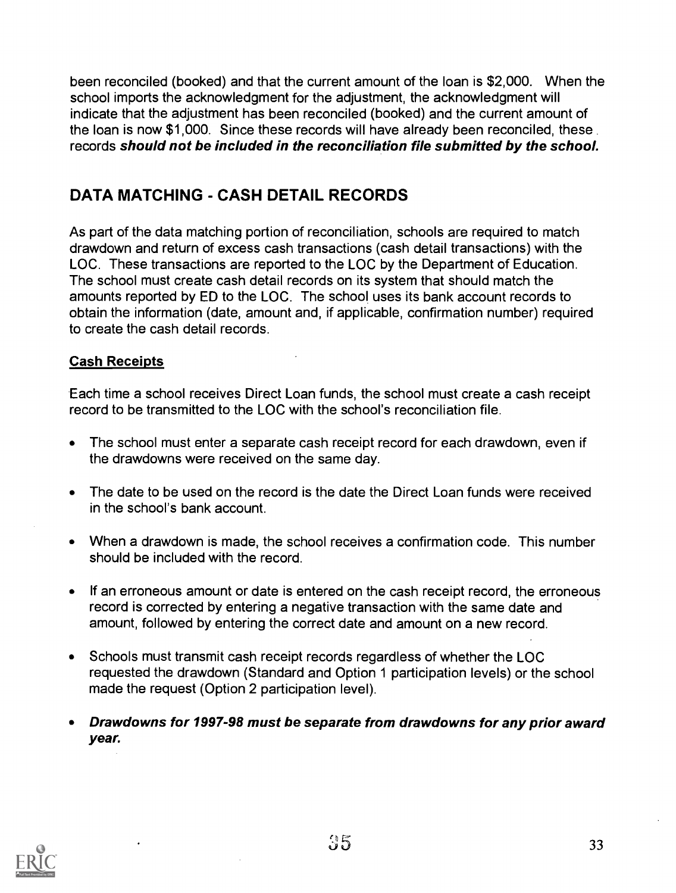been reconciled (booked) and that the current amount of the loan is $2,000. When the school imports the acknowledgment for the adjustment, the acknowledgment will indicate that the adjustment has been reconciled (booked) and the current amount of the loan is now $1,000. Since these records will have already been reconciled, these records ***should not be included in the reconciliation file submitted by the school.***

## DATA MATCHING - CASH DETAIL RECORDS

As part of the data matching portion of reconciliation, schools are required to match drawdown and return of excess cash transactions (cash detail transactions) with the LOC. These transactions are reported to the LOC by the Department of Education. The school must create cash detail records on its system that should match the amounts reported by ED to the LOC. The school uses its bank account records to obtain the information (date, amount and, if applicable, confirmation number) required to create the cash detail records.

### Cash Receipts

Each time a school receives Direct Loan funds, the school must create a cash receipt record to be transmitted to the LOC with the school's reconciliation file.

- The school must enter a separate cash receipt record for each drawdown, even if the drawdowns were received on the same day.
- The date to be used on the record is the date the Direct Loan funds were received in the school's bank account.
- When a drawdown is made, the school receives a confirmation code. This number should be included with the record.
- If an erroneous amount or date is entered on the cash receipt record, the erroneous record is corrected by entering a negative transaction with the same date and amount, followed by entering the correct date and amount on a new record.
- Schools must transmit cash receipt records regardless of whether the LOC requested the drawdown (Standard and Option 1 participation levels) or the school made the request (Option 2 participation level).
- ***Drawdowns for 1997-98 must be separate from drawdowns for any prior award year.***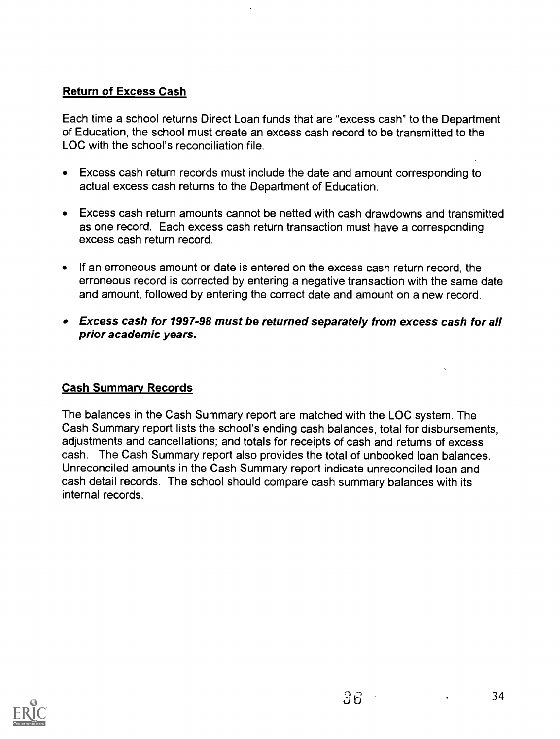## Return of Excess Cash

Each time a school returns Direct Loan funds that are "excess cash" to the Department of Education, the school must create an excess cash record to be transmitted to the LOC with the school's reconciliation file.

- Excess cash return records must include the date and amount corresponding to actual excess cash returns to the Department of Education.
- Excess cash return amounts cannot be netted with cash drawdowns and transmitted as one record. Each excess cash return transaction must have a corresponding excess cash return record.
- If an erroneous amount or date is entered on the excess cash return record, the erroneous record is corrected by entering a negative transaction with the same date and amount, followed by entering the correct date and amount on a new record.
- ***Excess cash for 1997-98 must be returned separately from excess cash for all prior academic years.***

## Cash Summary Records

The balances in the Cash Summary report are matched with the LOC system. The Cash Summary report lists the school's ending cash balances, total for disbursements, adjustments and cancellations; and totals for receipts of cash and returns of excess cash. The Cash Summary report also provides the total of unbooked loan balances. Unreconciled amounts in the Cash Summary report indicate unreconciled loan and cash detail records. The school should compare cash summary balances with its internal records.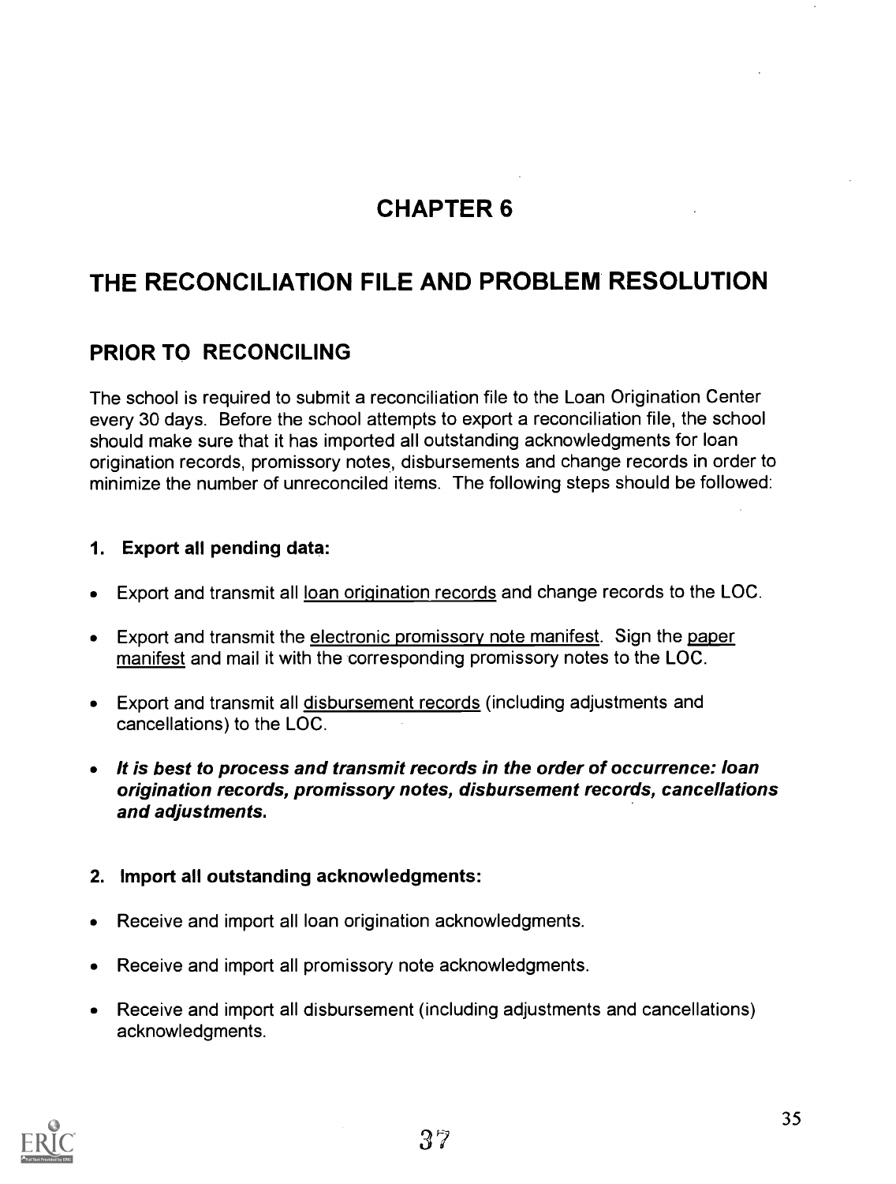# CHAPTER 6

# THE RECONCILIATION FILE AND PROBLEM RESOLUTION

## PRIOR TO RECONCILING

The school is required to submit a reconciliation file to the Loan Origination Center every 30 days. Before the school attempts to export a reconciliation file, the school should make sure that it has imported all outstanding acknowledgments for loan origination records, promissory notes, disbursements and change records in order to minimize the number of unreconciled items. The following steps should be followed:

### 1. Export all pending data:

- Export and transmit all loan origination records and change records to the LOC.
- Export and transmit the electronic promissory note manifest. Sign the paper manifest and mail it with the corresponding promissory notes to the LOC.
- Export and transmit all disbursement records (including adjustments and cancellations) to the LOC.
- ***It is best to process and transmit records in the order of occurrence: loan origination records, promissory notes, disbursement records, cancellations and adjustments.***

### 2. Import all outstanding acknowledgments:

- Receive and import all loan origination acknowledgments.
- Receive and import all promissory note acknowledgments.
- Receive and import all disbursement (including adjustments and cancellations) acknowledgments.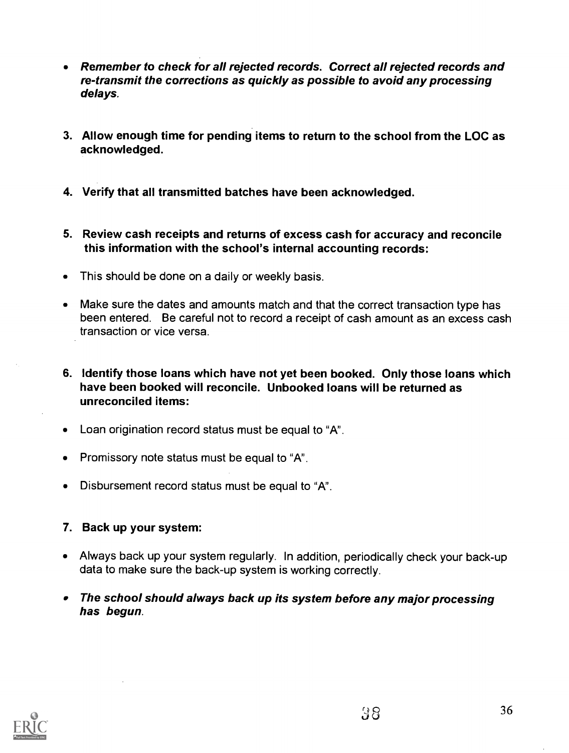- ***Remember to check for all rejected records. Correct all rejected records and re-transmit the corrections as quickly as possible to avoid any processing delays.***

3. **Allow enough time for pending items to return to the school from the LOC as acknowledged.**

4. **Verify that all transmitted batches have been acknowledged.**

5. **Review cash receipts and returns of excess cash for accuracy and reconcile this information with the school's internal accounting records:**

- This should be done on a daily or weekly basis.

- Make sure the dates and amounts match and that the correct transaction type has been entered. Be careful not to record a receipt of cash amount as an excess cash transaction or vice versa.

6. **Identify those loans which have not yet been booked. Only those loans which have been booked will reconcile. Unbooked loans will be returned as unreconciled items:**

- Loan origination record status must be equal to "A".

- Promissory note status must be equal to "A".

- Disbursement record status must be equal to "A".

7. **Back up your system:**

- Always back up your system regularly. In addition, periodically check your back-up data to make sure the back-up system is working correctly.

- ***The school should always back up its system before any major processing has begun.***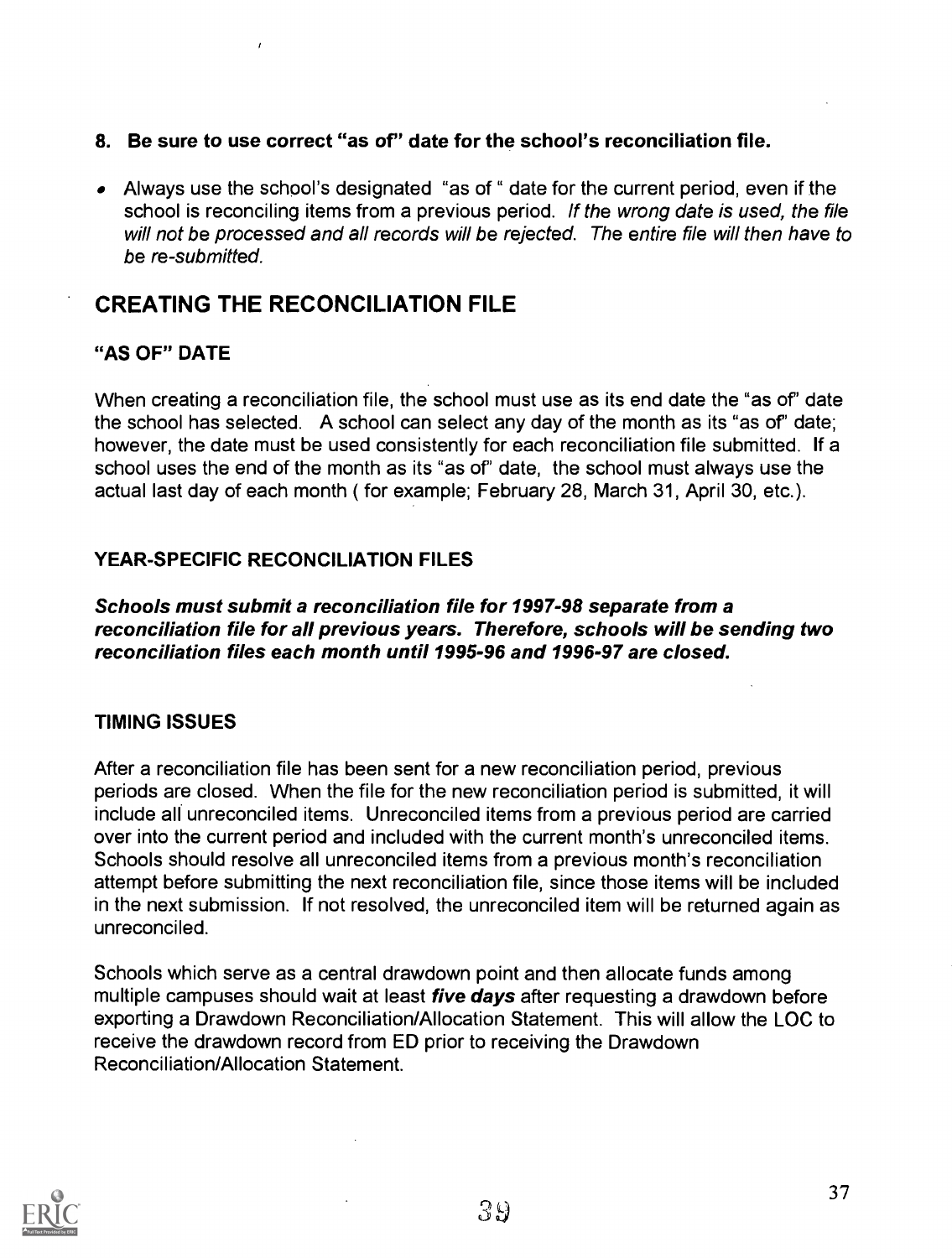**8. Be sure to use correct "as of" date for the school's reconciliation file.**

- Always use the school's designated "as of " date for the current period, even if the school is reconciling items from a previous period. *If the wrong date is used, the file will not be processed and all records will be rejected. The entire file will then have to be re-submitted.*

## CREATING THE RECONCILIATION FILE

### "AS OF" DATE

When creating a reconciliation file, the school must use as its end date the "as of" date the school has selected. A school can select any day of the month as its "as of" date; however, the date must be used consistently for each reconciliation file submitted. If a school uses the end of the month as its "as of" date, the school must always use the actual last day of each month ( for example; February 28, March 31, April 30, etc.).

### YEAR-SPECIFIC RECONCILIATION FILES

***Schools must submit a reconciliation file for 1997-98 separate from a reconciliation file for all previous years. Therefore, schools will be sending two reconciliation files each month until 1995-96 and 1996-97 are closed.***

### TIMING ISSUES

After a reconciliation file has been sent for a new reconciliation period, previous periods are closed. When the file for the new reconciliation period is submitted, it will include all unreconciled items. Unreconciled items from a previous period are carried over into the current period and included with the current month's unreconciled items. Schools should resolve all unreconciled items from a previous month's reconciliation attempt before submitting the next reconciliation file, since those items will be included in the next submission. If not resolved, the unreconciled item will be returned again as unreconciled.

Schools which serve as a central drawdown point and then allocate funds among multiple campuses should wait at least ***five days*** after requesting a drawdown before exporting a Drawdown Reconciliation/Allocation Statement. This will allow the LOC to receive the drawdown record from ED prior to receiving the Drawdown Reconciliation/Allocation Statement.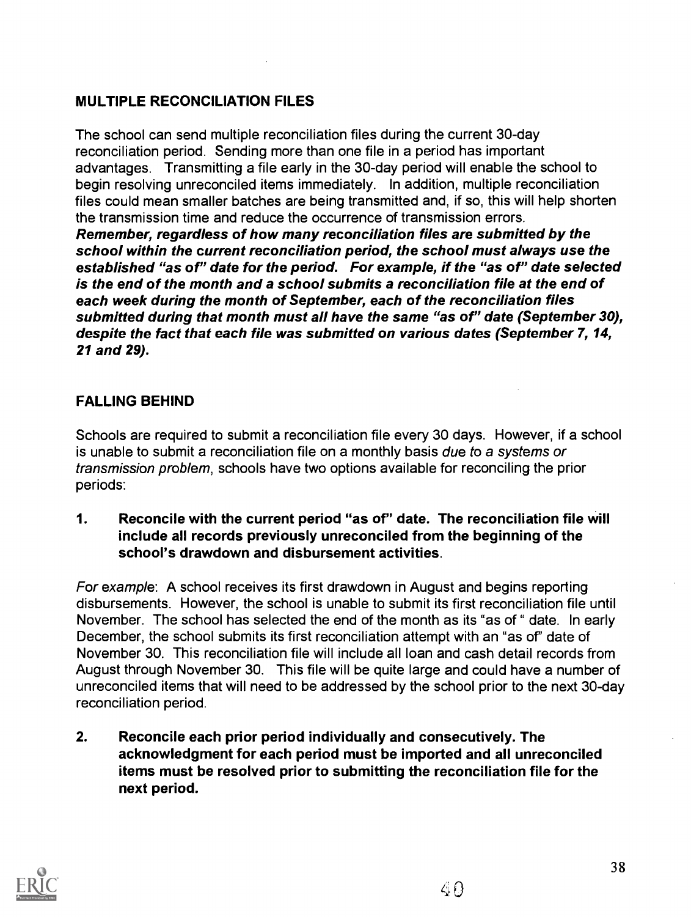## MULTIPLE RECONCILIATION FILES

The school can send multiple reconciliation files during the current 30-day reconciliation period. Sending more than one file in a period has important advantages. Transmitting a file early in the 30-day period will enable the school to begin resolving unreconciled items immediately. In addition, multiple reconciliation files could mean smaller batches are being transmitted and, if so, this will help shorten the transmission time and reduce the occurrence of transmission errors.
***Remember, regardless of how many reconciliation files are submitted by the school within the current reconciliation period, the school must always use the established "as of" date for the period. For example, if the "as of" date selected is the end of the month and a school submits a reconciliation file at the end of each week during the month of September, each of the reconciliation files submitted during that month must all have the same "as of" date (September 30), despite the fact that each file was submitted on various dates (September 7, 14, 21 and 29).***

## FALLING BEHIND

Schools are required to submit a reconciliation file every 30 days. However, if a school is unable to submit a reconciliation file on a monthly basis *due to a systems or transmission problem*, schools have two options available for reconciling the prior periods:

1. **Reconcile with the current period "as of" date. The reconciliation file will include all records previously unreconciled from the beginning of the school's drawdown and disbursement activities.**

*For example*: A school receives its first drawdown in August and begins reporting disbursements. However, the school is unable to submit its first reconciliation file until November. The school has selected the end of the month as its "as of " date. In early December, the school submits its first reconciliation attempt with an "as of" date of November 30. This reconciliation file will include all loan and cash detail records from August through November 30. This file will be quite large and could have a number of unreconciled items that will need to be addressed by the school prior to the next 30-day reconciliation period.

2. **Reconcile each prior period individually and consecutively. The acknowledgment for each period must be imported and all unreconciled items must be resolved prior to submitting the reconciliation file for the next period.**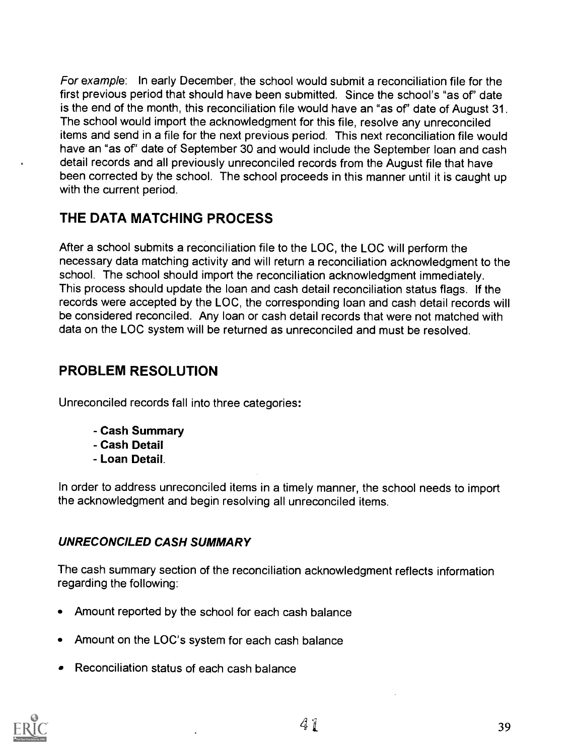*For example*: In early December, the school would submit a reconciliation file for the first previous period that should have been submitted. Since the school's "as of" date is the end of the month, this reconciliation file would have an "as of" date of August 31. The school would import the acknowledgment for this file, resolve any unreconciled items and send in a file for the next previous period. This next reconciliation file would have an "as of" date of September 30 and would include the September loan and cash detail records and all previously unreconciled records from the August file that have been corrected by the school. The school proceeds in this manner until it is caught up with the current period.

## THE DATA MATCHING PROCESS

After a school submits a reconciliation file to the LOC, the LOC will perform the necessary data matching activity and will return a reconciliation acknowledgment to the school. The school should import the reconciliation acknowledgment immediately. This process should update the loan and cash detail reconciliation status flags. If the records were accepted by the LOC, the corresponding loan and cash detail records will be considered reconciled. Any loan or cash detail records that were not matched with data on the LOC system will be returned as unreconciled and must be resolved.

## PROBLEM RESOLUTION

Unreconciled records fall into three categories:

- **Cash Summary**
- **Cash Detail**
- **Loan Detail**.

In order to address unreconciled items in a timely manner, the school needs to import the acknowledgment and begin resolving all unreconciled items.

### *UNRECONCILED CASH SUMMARY*

The cash summary section of the reconciliation acknowledgment reflects information regarding the following:

- Amount reported by the school for each cash balance
- Amount on the LOC's system for each cash balance
- Reconciliation status of each cash balance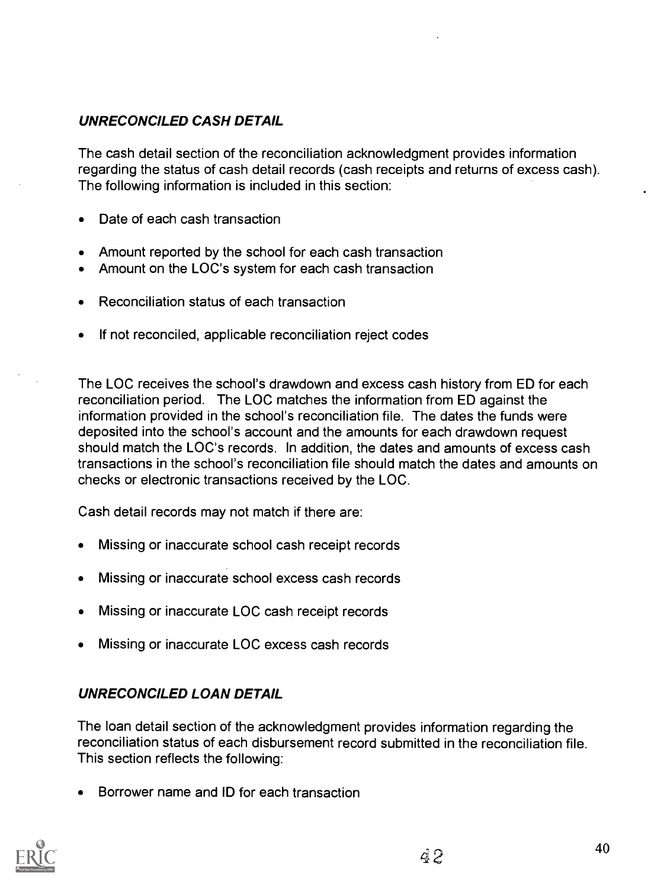### *UNRECONCILED CASH DETAIL*

The cash detail section of the reconciliation acknowledgment provides information regarding the status of cash detail records (cash receipts and returns of excess cash). The following information is included in this section:

- Date of each cash transaction
- Amount reported by the school for each cash transaction
- Amount on the LOC's system for each cash transaction
- Reconciliation status of each transaction
- If not reconciled, applicable reconciliation reject codes

The LOC receives the school's drawdown and excess cash history from ED for each reconciliation period. The LOC matches the information from ED against the information provided in the school's reconciliation file. The dates the funds were deposited into the school's account and the amounts for each drawdown request should match the LOC's records. In addition, the dates and amounts of excess cash transactions in the school's reconciliation file should match the dates and amounts on checks or electronic transactions received by the LOC.

Cash detail records may not match if there are:

- Missing or inaccurate school cash receipt records
- Missing or inaccurate school excess cash records
- Missing or inaccurate LOC cash receipt records
- Missing or inaccurate LOC excess cash records

### *UNRECONCILED LOAN DETAIL*

The loan detail section of the acknowledgment provides information regarding the reconciliation status of each disbursement record submitted in the reconciliation file. This section reflects the following:

- Borrower name and ID for each transaction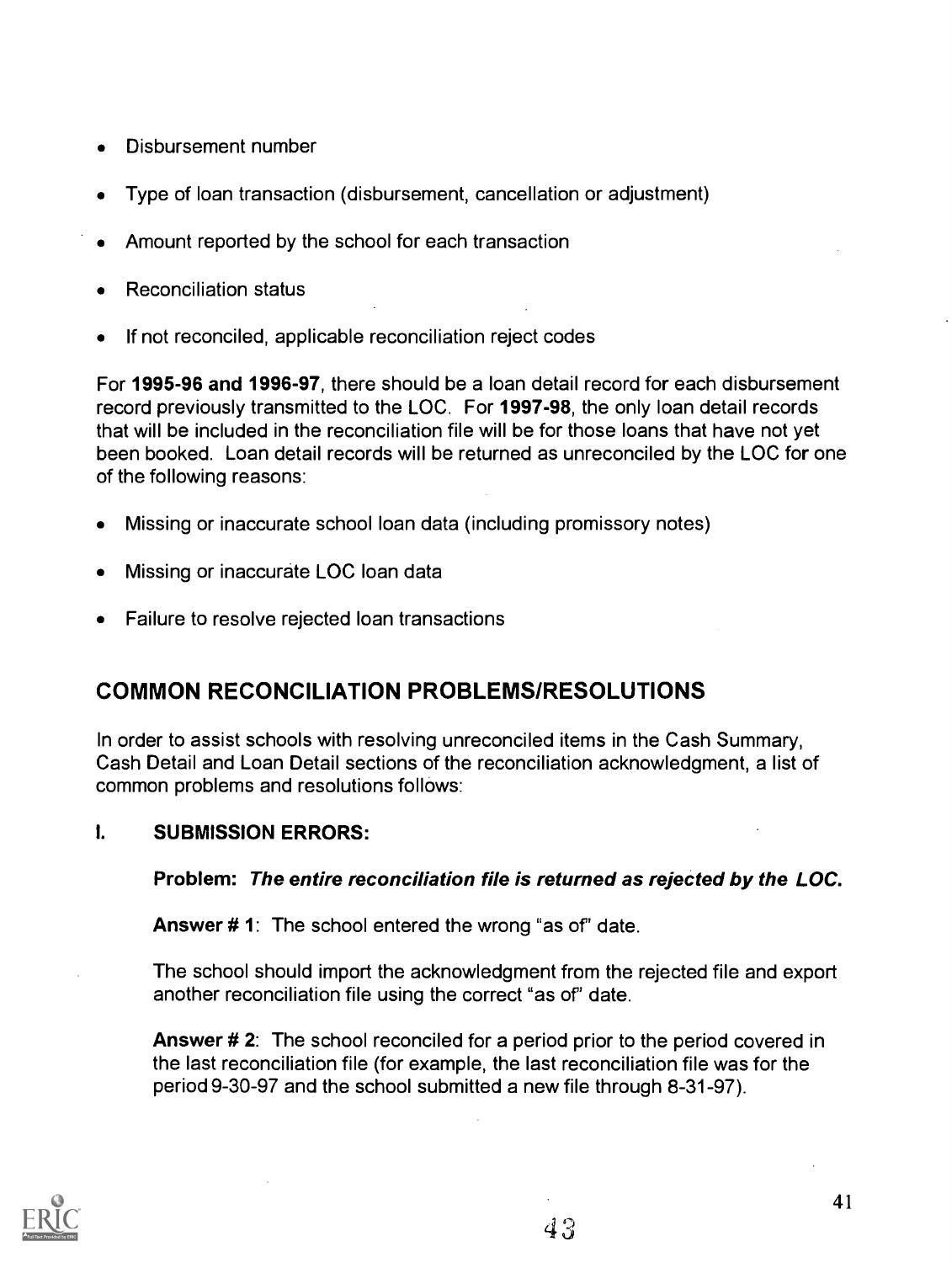- Disbursement number
- Type of loan transaction (disbursement, cancellation or adjustment)
- Amount reported by the school for each transaction
- Reconciliation status
- If not reconciled, applicable reconciliation reject codes

For **1995-96 and 1996-97**, there should be a loan detail record for each disbursement record previously transmitted to the LOC. For **1997-98**, the only loan detail records that will be included in the reconciliation file will be for those loans that have not yet been booked. Loan detail records will be returned as unreconciled by the LOC for one of the following reasons:

- Missing or inaccurate school loan data (including promissory notes)
- Missing or inaccurate LOC loan data
- Failure to resolve rejected loan transactions

## COMMON RECONCILIATION PROBLEMS/RESOLUTIONS

In order to assist schools with resolving unreconciled items in the Cash Summary, Cash Detail and Loan Detail sections of the reconciliation acknowledgment, a list of common problems and resolutions follows:

### I. SUBMISSION ERRORS:

**Problem: *The entire reconciliation file is returned as rejected by the LOC.***

**Answer # 1**: The school entered the wrong "as of" date.

The school should import the acknowledgment from the rejected file and export another reconciliation file using the correct "as of" date.

**Answer # 2**: The school reconciled for a period prior to the period covered in the last reconciliation file (for example, the last reconciliation file was for the period 9-30-97 and the school submitted a new file through 8-31-97).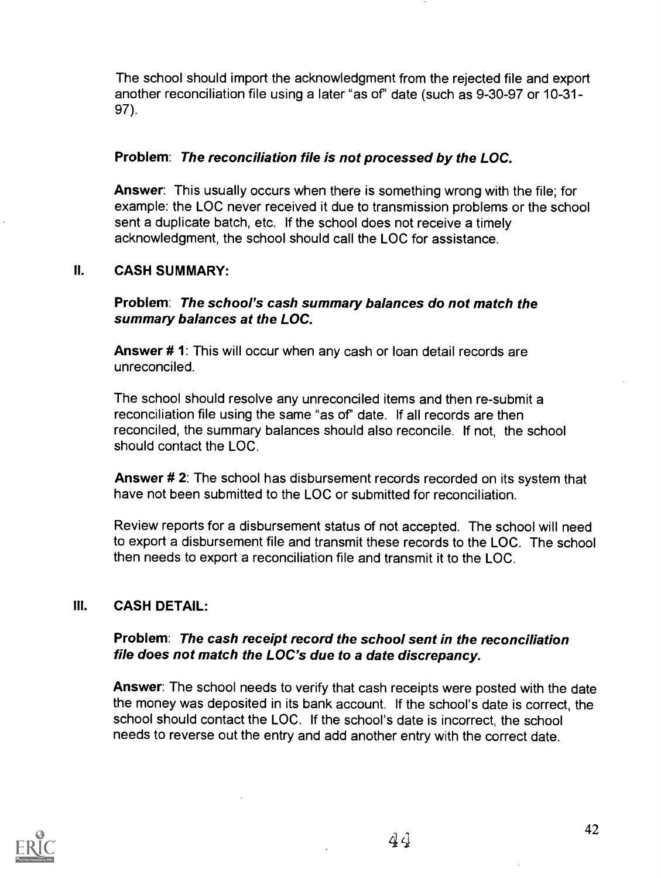The school should import the acknowledgment from the rejected file and export another reconciliation file using a later "as of" date (such as 9-30-97 or 10-31-97).

**Problem**: ***The reconciliation file is not processed by the LOC.***

**Answer**: This usually occurs when there is something wrong with the file; for example: the LOC never received it due to transmission problems or the school sent a duplicate batch, etc. If the school does not receive a timely acknowledgment, the school should call the LOC for assistance.

## II. CASH SUMMARY:

**Problem**: ***The school's cash summary balances do not match the summary balances at the LOC.***

**Answer # 1**: This will occur when any cash or loan detail records are unreconciled.

The school should resolve any unreconciled items and then re-submit a reconciliation file using the same "as of" date. If all records are then reconciled, the summary balances should also reconcile. If not, the school should contact the LOC.

**Answer # 2**: The school has disbursement records recorded on its system that have not been submitted to the LOC or submitted for reconciliation.

Review reports for a disbursement status of not accepted. The school will need to export a disbursement file and transmit these records to the LOC. The school then needs to export a reconciliation file and transmit it to the LOC.

## III. CASH DETAIL:

**Problem**: ***The cash receipt record the school sent in the reconciliation file does not match the LOC's due to a date discrepancy.***

**Answer**: The school needs to verify that cash receipts were posted with the date the money was deposited in its bank account. If the school's date is correct, the school should contact the LOC. If the school's date is incorrect, the school needs to reverse out the entry and add another entry with the correct date.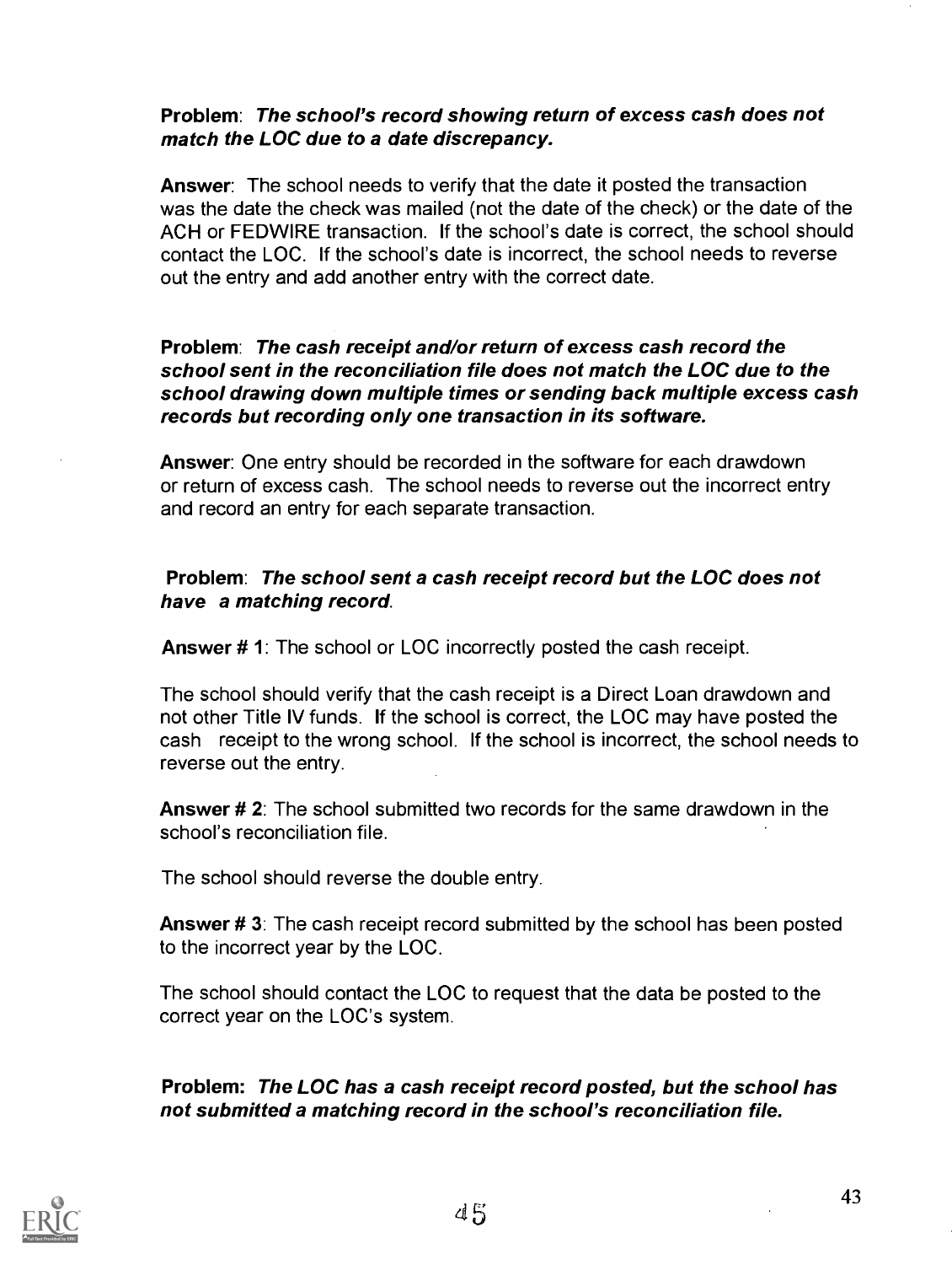**Problem**: ***The school's record showing return of excess cash does not match the LOC due to a date discrepancy.***

**Answer**: The school needs to verify that the date it posted the transaction was the date the check was mailed (not the date of the check) or the date of the ACH or FEDWIRE transaction. If the school's date is correct, the school should contact the LOC. If the school's date is incorrect, the school needs to reverse out the entry and add another entry with the correct date.

**Problem**: ***The cash receipt and/or return of excess cash record the school sent in the reconciliation file does not match the LOC due to the school drawing down multiple times or sending back multiple excess cash records but recording only one transaction in its software.***

**Answer**: One entry should be recorded in the software for each drawdown or return of excess cash. The school needs to reverse out the incorrect entry and record an entry for each separate transaction.

**Problem**: ***The school sent a cash receipt record but the LOC does not have a matching record.***

**Answer # 1**: The school or LOC incorrectly posted the cash receipt.

The school should verify that the cash receipt is a Direct Loan drawdown and not other Title IV funds. If the school is correct, the LOC may have posted the cash receipt to the wrong school. If the school is incorrect, the school needs to reverse out the entry.

**Answer # 2**: The school submitted two records for the same drawdown in the school's reconciliation file.

The school should reverse the double entry.

**Answer # 3**: The cash receipt record submitted by the school has been posted to the incorrect year by the LOC.

The school should contact the LOC to request that the data be posted to the correct year on the LOC's system.

**Problem:** ***The LOC has a cash receipt record posted, but the school has not submitted a matching record in the school's reconciliation file.***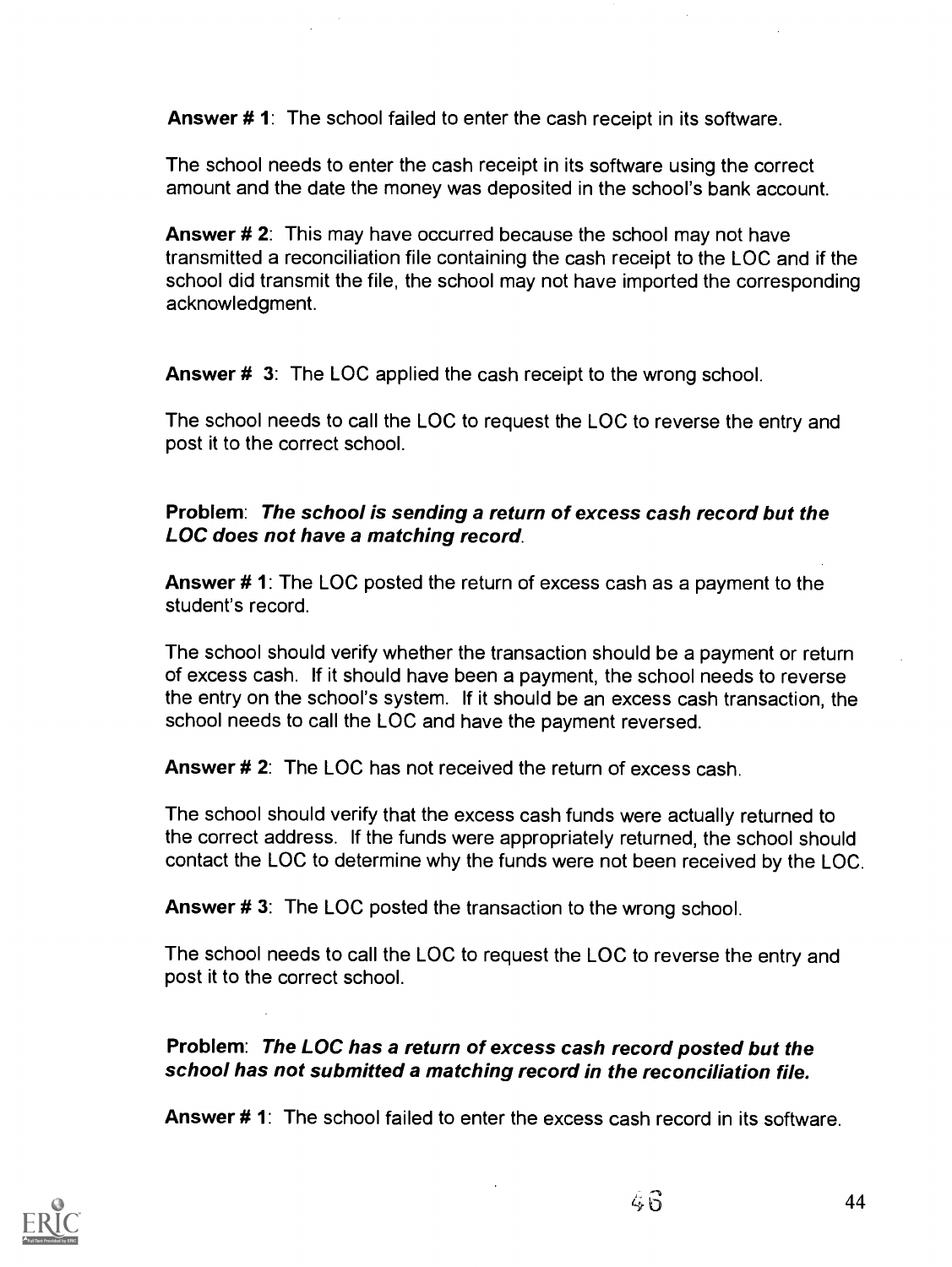**Answer # 1**: The school failed to enter the cash receipt in its software.

The school needs to enter the cash receipt in its software using the correct amount and the date the money was deposited in the school's bank account.

**Answer # 2**: This may have occurred because the school may not have transmitted a reconciliation file containing the cash receipt to the LOC and if the school did transmit the file, the school may not have imported the corresponding acknowledgment.

**Answer # 3**: The LOC applied the cash receipt to the wrong school.

The school needs to call the LOC to request the LOC to reverse the entry and post it to the correct school.

**Problem**: ***The school is sending a return of excess cash record but the LOC does not have a matching record***.

**Answer # 1**: The LOC posted the return of excess cash as a payment to the student's record.

The school should verify whether the transaction should be a payment or return of excess cash. If it should have been a payment, the school needs to reverse the entry on the school's system. If it should be an excess cash transaction, the school needs to call the LOC and have the payment reversed.

**Answer # 2**: The LOC has not received the return of excess cash.

The school should verify that the excess cash funds were actually returned to the correct address. If the funds were appropriately returned, the school should contact the LOC to determine why the funds were not been received by the LOC.

**Answer # 3**: The LOC posted the transaction to the wrong school.

The school needs to call the LOC to request the LOC to reverse the entry and post it to the correct school.

**Problem**: ***The LOC has a return of excess cash record posted but the school has not submitted a matching record in the reconciliation file.***

**Answer # 1**: The school failed to enter the excess cash record in its software.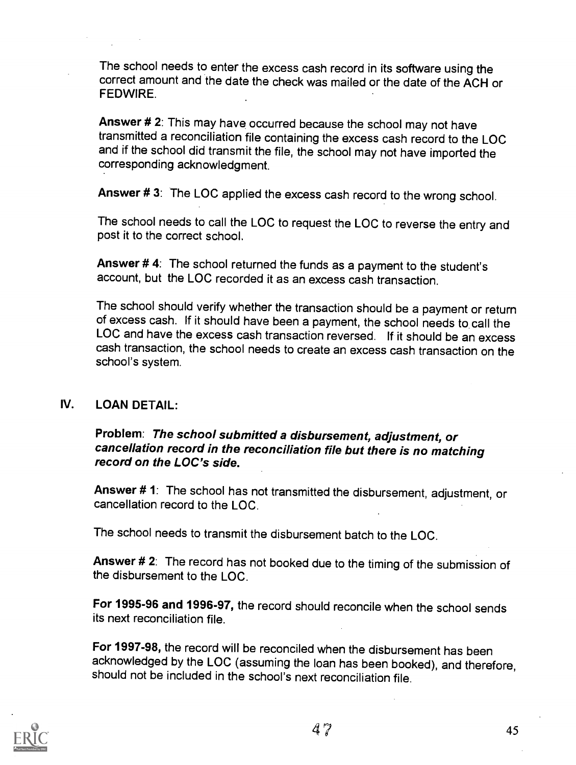The school needs to enter the excess cash record in its software using the correct amount and the date the check was mailed or the date of the ACH or FEDWIRE.

**Answer # 2**: This may have occurred because the school may not have transmitted a reconciliation file containing the excess cash record to the LOC and if the school did transmit the file, the school may not have imported the corresponding acknowledgment.

**Answer # 3**: The LOC applied the excess cash record to the wrong school.

The school needs to call the LOC to request the LOC to reverse the entry and post it to the correct school.

**Answer # 4**: The school returned the funds as a payment to the student's account, but the LOC recorded it as an excess cash transaction.

The school should verify whether the transaction should be a payment or return of excess cash. If it should have been a payment, the school needs to call the LOC and have the excess cash transaction reversed. If it should be an excess cash transaction, the school needs to create an excess cash transaction on the school's system.

## IV. LOAN DETAIL:

**Problem**: ***The school submitted a disbursement, adjustment, or cancellation record in the reconciliation file but there is no matching record on the LOC's side.***

**Answer # 1**: The school has not transmitted the disbursement, adjustment, or cancellation record to the LOC.

The school needs to transmit the disbursement batch to the LOC.

**Answer # 2**: The record has not booked due to the timing of the submission of the disbursement to the LOC.

**For 1995-96 and 1996-97,** the record should reconcile when the school sends its next reconciliation file.

**For 1997-98,** the record will be reconciled when the disbursement has been acknowledged by the LOC (assuming the loan has been booked), and therefore, should not be included in the school's next reconciliation file.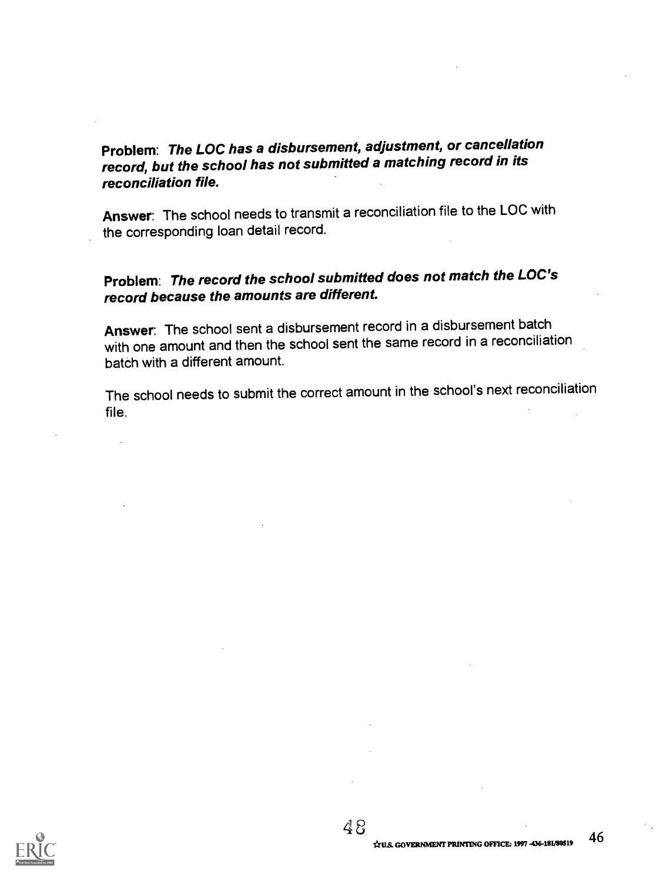**Problem**: ***The LOC has a disbursement, adjustment, or cancellation record, but the school has not submitted a matching record in its reconciliation file.***

**Answer**: The school needs to transmit a reconciliation file to the LOC with the corresponding loan detail record.

**Problem**: ***The record the school submitted does not match the LOC's record because the amounts are different.***

**Answer**: The school sent a disbursement record in a disbursement batch with one amount and then the school sent the same record in a reconciliation batch with a different amount.

The school needs to submit the correct amount in the school's next reconciliation file.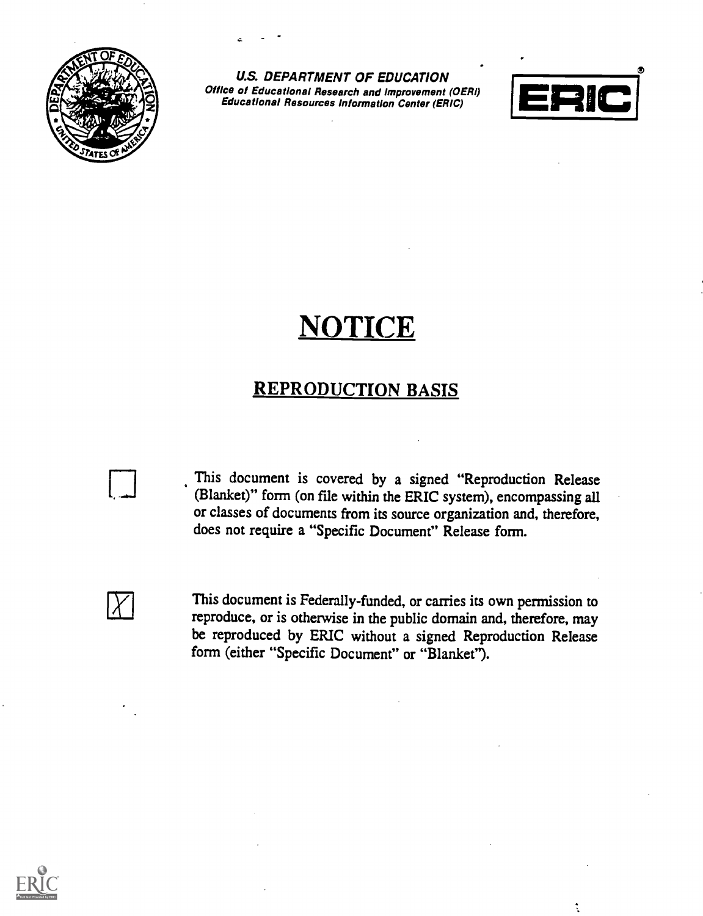**U.S. DEPARTMENT OF EDUCATION**
*Office of Educational Research and Improvement (OERI)*
*Educational Resources Information Center (ERIC)*

# NOTICE

## REPRODUCTION BASIS

☐ This document is covered by a signed "Reproduction Release (Blanket)" form (on file within the ERIC system), encompassing all or classes of documents from its source organization and, therefore, does not require a "Specific Document" Release form.

☒ This document is Federally-funded, or carries its own permission to reproduce, or is otherwise in the public domain and, therefore, may be reproduced by ERIC without a signed Reproduction Release form (either "Specific Document" or "Blanket").